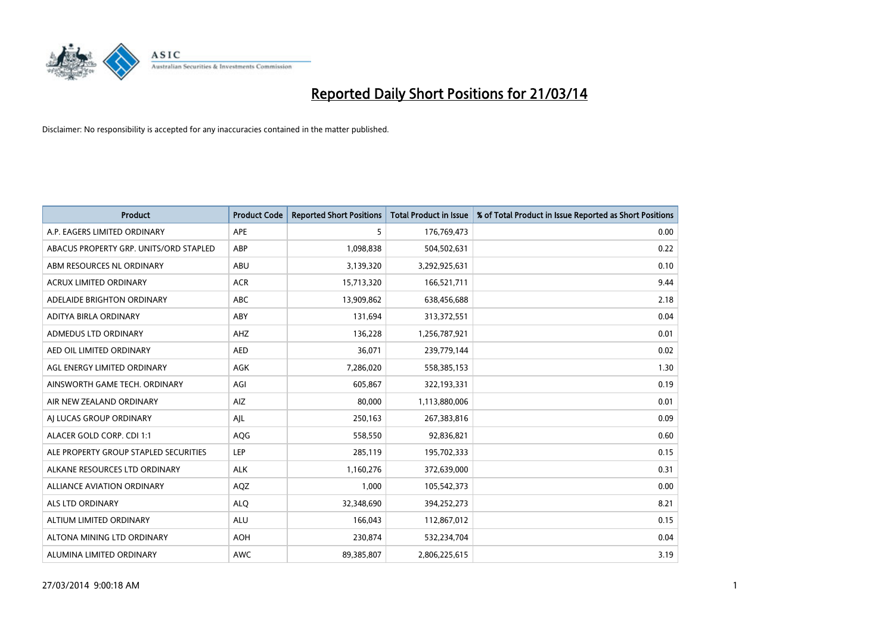# Reported Daily Short Positions for 21/03/14

Disclaimer: No responsibility is accepted for any inaccuracies contained in the matter published.

| Product | Product Code | Reported Short Positions | Total Product in Issue | % of Total Product in Issue Reported as Short Positions |
|---|---|---|---|---|
| A.P. EAGERS LIMITED ORDINARY | APE | 5 | 176,769,473 | 0.00 |
| ABACUS PROPERTY GRP. UNITS/ORD STAPLED | ABP | 1,098,838 | 504,502,631 | 0.22 |
| ABM RESOURCES NL ORDINARY | ABU | 3,139,320 | 3,292,925,631 | 0.10 |
| ACRUX LIMITED ORDINARY | ACR | 15,713,320 | 166,521,711 | 9.44 |
| ADELAIDE BRIGHTON ORDINARY | ABC | 13,909,862 | 638,456,688 | 2.18 |
| ADITYA BIRLA ORDINARY | ABY | 131,694 | 313,372,551 | 0.04 |
| ADMEDUS LTD ORDINARY | AHZ | 136,228 | 1,256,787,921 | 0.01 |
| AED OIL LIMITED ORDINARY | AED | 36,071 | 239,779,144 | 0.02 |
| AGL ENERGY LIMITED ORDINARY | AGK | 7,286,020 | 558,385,153 | 1.30 |
| AINSWORTH GAME TECH. ORDINARY | AGI | 605,867 | 322,193,331 | 0.19 |
| AIR NEW ZEALAND ORDINARY | AIZ | 80,000 | 1,113,880,006 | 0.01 |
| AJ LUCAS GROUP ORDINARY | AJL | 250,163 | 267,383,816 | 0.09 |
| ALACER GOLD CORP. CDI 1:1 | AQG | 558,550 | 92,836,821 | 0.60 |
| ALE PROPERTY GROUP STAPLED SECURITIES | LEP | 285,119 | 195,702,333 | 0.15 |
| ALKANE RESOURCES LTD ORDINARY | ALK | 1,160,276 | 372,639,000 | 0.31 |
| ALLIANCE AVIATION ORDINARY | AQZ | 1,000 | 105,542,373 | 0.00 |
| ALS LTD ORDINARY | ALQ | 32,348,690 | 394,252,273 | 8.21 |
| ALTIUM LIMITED ORDINARY | ALU | 166,043 | 112,867,012 | 0.15 |
| ALTONA MINING LTD ORDINARY | AOH | 230,874 | 532,234,704 | 0.04 |
| ALUMINA LIMITED ORDINARY | AWC | 89,385,807 | 2,806,225,615 | 3.19 |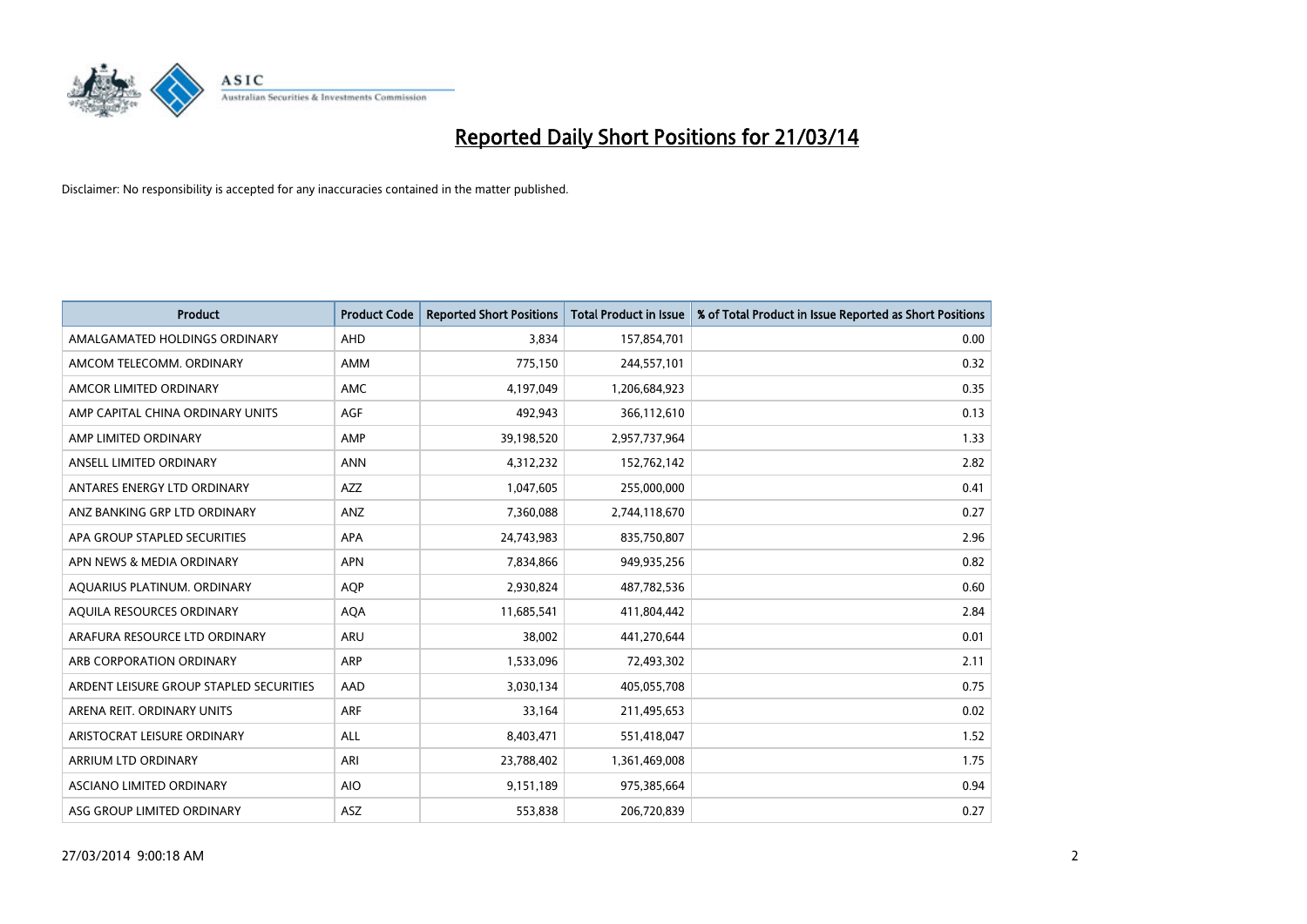# Reported Daily Short Positions for 21/03/14

Disclaimer: No responsibility is accepted for any inaccuracies contained in the matter published.

| Product | Product Code | Reported Short Positions | Total Product in Issue | % of Total Product in Issue Reported as Short Positions |
|---|---|---|---|---|
| AMALGAMATED HOLDINGS ORDINARY | AHD | 3,834 | 157,854,701 | 0.00 |
| AMCOM TELECOMM. ORDINARY | AMM | 775,150 | 244,557,101 | 0.32 |
| AMCOR LIMITED ORDINARY | AMC | 4,197,049 | 1,206,684,923 | 0.35 |
| AMP CAPITAL CHINA ORDINARY UNITS | AGF | 492,943 | 366,112,610 | 0.13 |
| AMP LIMITED ORDINARY | AMP | 39,198,520 | 2,957,737,964 | 1.33 |
| ANSELL LIMITED ORDINARY | ANN | 4,312,232 | 152,762,142 | 2.82 |
| ANTARES ENERGY LTD ORDINARY | AZZ | 1,047,605 | 255,000,000 | 0.41 |
| ANZ BANKING GRP LTD ORDINARY | ANZ | 7,360,088 | 2,744,118,670 | 0.27 |
| APA GROUP STAPLED SECURITIES | APA | 24,743,983 | 835,750,807 | 2.96 |
| APN NEWS & MEDIA ORDINARY | APN | 7,834,866 | 949,935,256 | 0.82 |
| AQUARIUS PLATINUM. ORDINARY | AQP | 2,930,824 | 487,782,536 | 0.60 |
| AQUILA RESOURCES ORDINARY | AQA | 11,685,541 | 411,804,442 | 2.84 |
| ARAFURA RESOURCE LTD ORDINARY | ARU | 38,002 | 441,270,644 | 0.01 |
| ARB CORPORATION ORDINARY | ARP | 1,533,096 | 72,493,302 | 2.11 |
| ARDENT LEISURE GROUP STAPLED SECURITIES | AAD | 3,030,134 | 405,055,708 | 0.75 |
| ARENA REIT. ORDINARY UNITS | ARF | 33,164 | 211,495,653 | 0.02 |
| ARISTOCRAT LEISURE ORDINARY | ALL | 8,403,471 | 551,418,047 | 1.52 |
| ARRIUM LTD ORDINARY | ARI | 23,788,402 | 1,361,469,008 | 1.75 |
| ASCIANO LIMITED ORDINARY | AIO | 9,151,189 | 975,385,664 | 0.94 |
| ASG GROUP LIMITED ORDINARY | ASZ | 553,838 | 206,720,839 | 0.27 |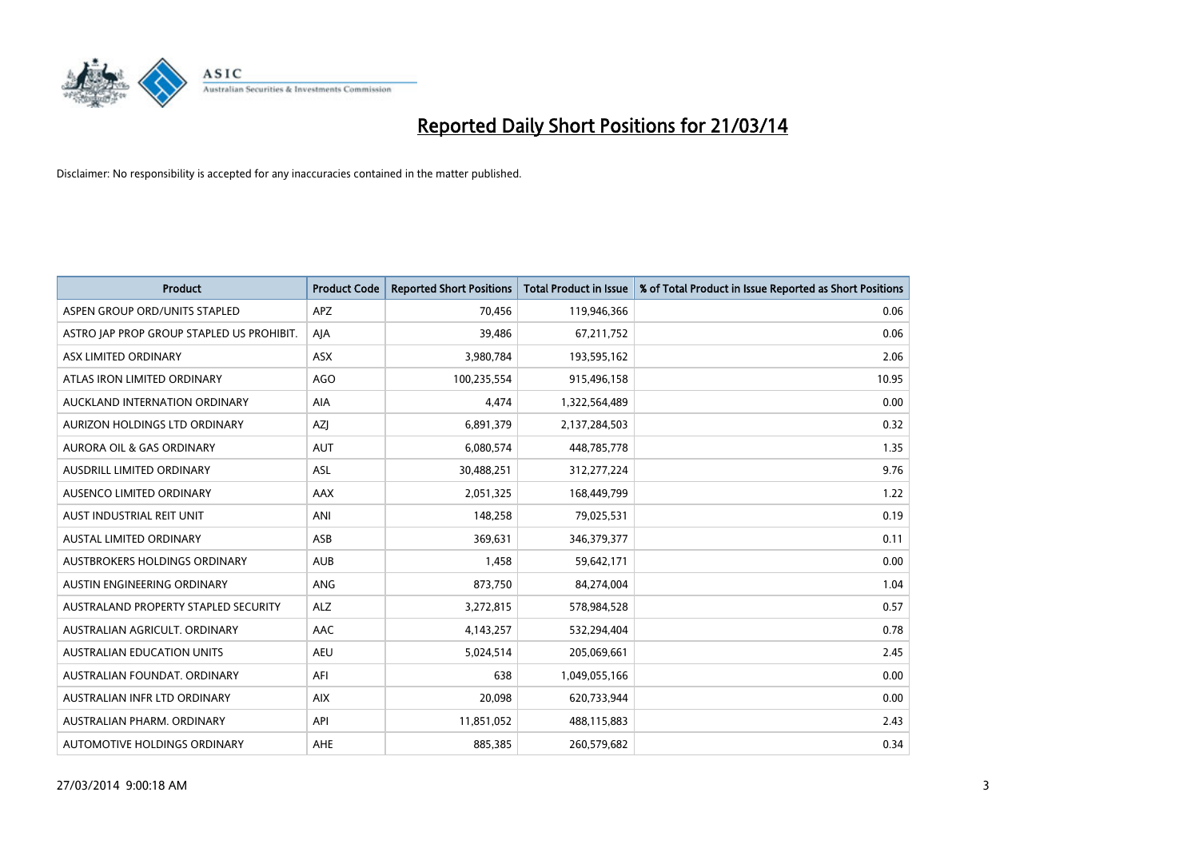# Reported Daily Short Positions for 21/03/14

Disclaimer: No responsibility is accepted for any inaccuracies contained in the matter published.

| Product | Product Code | Reported Short Positions | Total Product in Issue | % of Total Product in Issue Reported as Short Positions |
| --- | --- | --- | --- | --- |
| ASPEN GROUP ORD/UNITS STAPLED | APZ | 70,456 | 119,946,366 | 0.06 |
| ASTRO JAP PROP GROUP STAPLED US PROHIBIT. | AJA | 39,486 | 67,211,752 | 0.06 |
| ASX LIMITED ORDINARY | ASX | 3,980,784 | 193,595,162 | 2.06 |
| ATLAS IRON LIMITED ORDINARY | AGO | 100,235,554 | 915,496,158 | 10.95 |
| AUCKLAND INTERNATION ORDINARY | AIA | 4,474 | 1,322,564,489 | 0.00 |
| AURIZON HOLDINGS LTD ORDINARY | AZJ | 6,891,379 | 2,137,284,503 | 0.32 |
| AURORA OIL & GAS ORDINARY | AUT | 6,080,574 | 448,785,778 | 1.35 |
| AUSDRILL LIMITED ORDINARY | ASL | 30,488,251 | 312,277,224 | 9.76 |
| AUSENCO LIMITED ORDINARY | AAX | 2,051,325 | 168,449,799 | 1.22 |
| AUST INDUSTRIAL REIT UNIT | ANI | 148,258 | 79,025,531 | 0.19 |
| AUSTAL LIMITED ORDINARY | ASB | 369,631 | 346,379,377 | 0.11 |
| AUSTBROKERS HOLDINGS ORDINARY | AUB | 1,458 | 59,642,171 | 0.00 |
| AUSTIN ENGINEERING ORDINARY | ANG | 873,750 | 84,274,004 | 1.04 |
| AUSTRALAND PROPERTY STAPLED SECURITY | ALZ | 3,272,815 | 578,984,528 | 0.57 |
| AUSTRALIAN AGRICULT. ORDINARY | AAC | 4,143,257 | 532,294,404 | 0.78 |
| AUSTRALIAN EDUCATION UNITS | AEU | 5,024,514 | 205,069,661 | 2.45 |
| AUSTRALIAN FOUNDAT. ORDINARY | AFI | 638 | 1,049,055,166 | 0.00 |
| AUSTRALIAN INFR LTD ORDINARY | AIX | 20,098 | 620,733,944 | 0.00 |
| AUSTRALIAN PHARM. ORDINARY | API | 11,851,052 | 488,115,883 | 2.43 |
| AUTOMOTIVE HOLDINGS ORDINARY | AHE | 885,385 | 260,579,682 | 0.34 |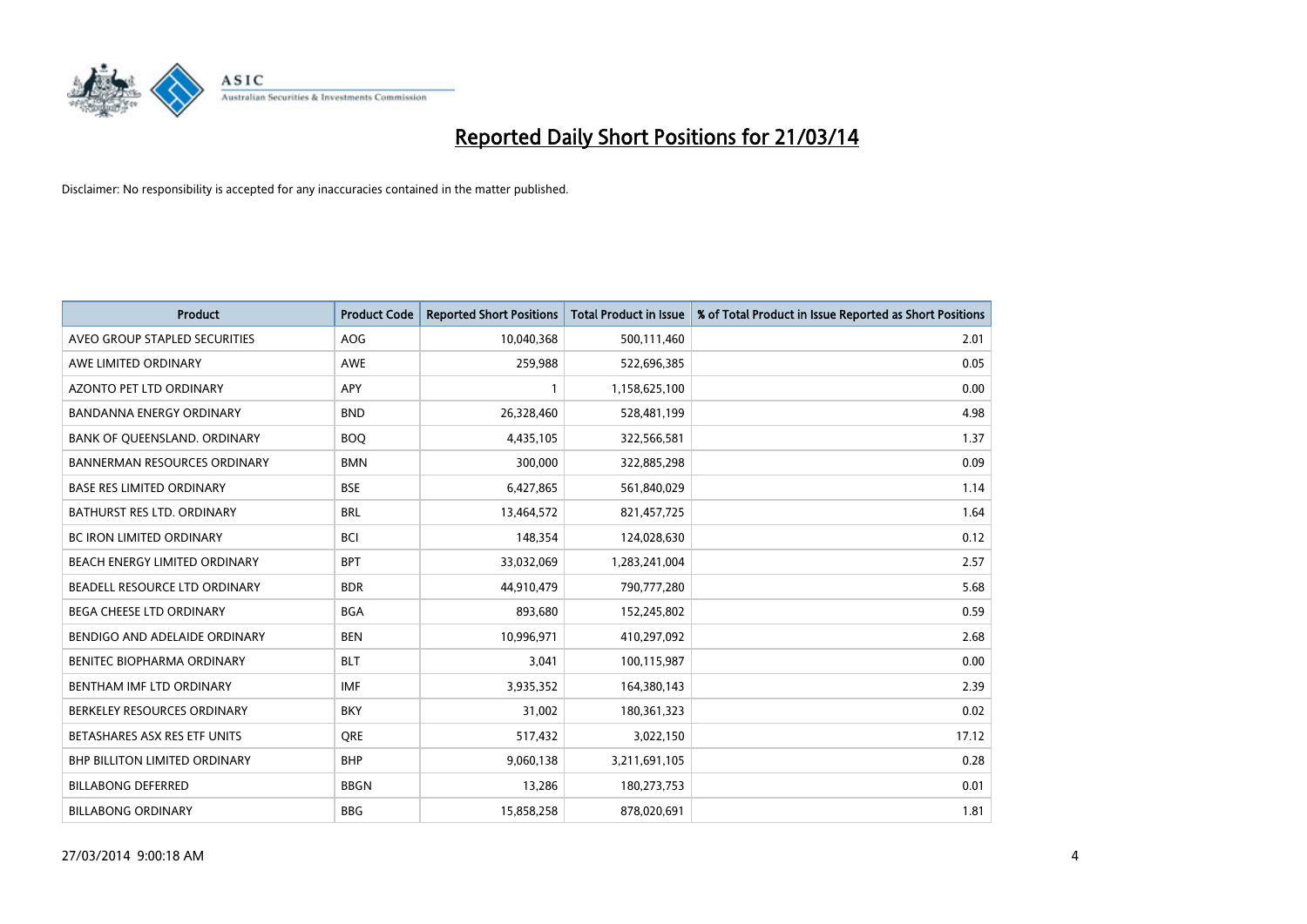# Reported Daily Short Positions for 21/03/14

Disclaimer: No responsibility is accepted for any inaccuracies contained in the matter published.

| Product | Product Code | Reported Short Positions | Total Product in Issue | % of Total Product in Issue Reported as Short Positions |
|---|---|---|---|---|
| AVEO GROUP STAPLED SECURITIES | AOG | 10,040,368 | 500,111,460 | 2.01 |
| AWE LIMITED ORDINARY | AWE | 259,988 | 522,696,385 | 0.05 |
| AZONTO PET LTD ORDINARY | APY | 1 | 1,158,625,100 | 0.00 |
| BANDANNA ENERGY ORDINARY | BND | 26,328,460 | 528,481,199 | 4.98 |
| BANK OF QUEENSLAND. ORDINARY | BOQ | 4,435,105 | 322,566,581 | 1.37 |
| BANNERMAN RESOURCES ORDINARY | BMN | 300,000 | 322,885,298 | 0.09 |
| BASE RES LIMITED ORDINARY | BSE | 6,427,865 | 561,840,029 | 1.14 |
| BATHURST RES LTD. ORDINARY | BRL | 13,464,572 | 821,457,725 | 1.64 |
| BC IRON LIMITED ORDINARY | BCI | 148,354 | 124,028,630 | 0.12 |
| BEACH ENERGY LIMITED ORDINARY | BPT | 33,032,069 | 1,283,241,004 | 2.57 |
| BEADELL RESOURCE LTD ORDINARY | BDR | 44,910,479 | 790,777,280 | 5.68 |
| BEGA CHEESE LTD ORDINARY | BGA | 893,680 | 152,245,802 | 0.59 |
| BENDIGO AND ADELAIDE ORDINARY | BEN | 10,996,971 | 410,297,092 | 2.68 |
| BENITEC BIOPHARMA ORDINARY | BLT | 3,041 | 100,115,987 | 0.00 |
| BENTHAM IMF LTD ORDINARY | IMF | 3,935,352 | 164,380,143 | 2.39 |
| BERKELEY RESOURCES ORDINARY | BKY | 31,002 | 180,361,323 | 0.02 |
| BETASHARES ASX RES ETF UNITS | QRE | 517,432 | 3,022,150 | 17.12 |
| BHP BILLITON LIMITED ORDINARY | BHP | 9,060,138 | 3,211,691,105 | 0.28 |
| BILLABONG DEFERRED | BBGN | 13,286 | 180,273,753 | 0.01 |
| BILLABONG ORDINARY | BBG | 15,858,258 | 878,020,691 | 1.81 |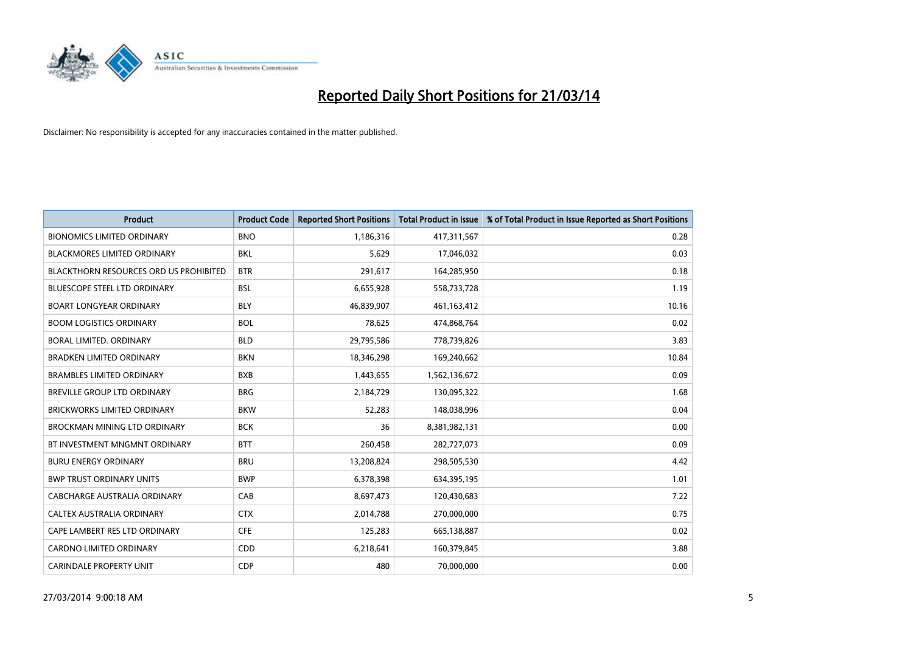# Reported Daily Short Positions for 21/03/14

Disclaimer: No responsibility is accepted for any inaccuracies contained in the matter published.

| Product | Product Code | Reported Short Positions | Total Product in Issue | % of Total Product in Issue Reported as Short Positions |
|---|---|---|---|---|
| BIONOMICS LIMITED ORDINARY | BNO | 1,186,316 | 417,311,567 | 0.28 |
| BLACKMORES LIMITED ORDINARY | BKL | 5,629 | 17,046,032 | 0.03 |
| BLACKTHORN RESOURCES ORD US PROHIBITED | BTR | 291,617 | 164,285,950 | 0.18 |
| BLUESCOPE STEEL LTD ORDINARY | BSL | 6,655,928 | 558,733,728 | 1.19 |
| BOART LONGYEAR ORDINARY | BLY | 46,839,907 | 461,163,412 | 10.16 |
| BOOM LOGISTICS ORDINARY | BOL | 78,625 | 474,868,764 | 0.02 |
| BORAL LIMITED. ORDINARY | BLD | 29,795,586 | 778,739,826 | 3.83 |
| BRADKEN LIMITED ORDINARY | BKN | 18,346,298 | 169,240,662 | 10.84 |
| BRAMBLES LIMITED ORDINARY | BXB | 1,443,655 | 1,562,136,672 | 0.09 |
| BREVILLE GROUP LTD ORDINARY | BRG | 2,184,729 | 130,095,322 | 1.68 |
| BRICKWORKS LIMITED ORDINARY | BKW | 52,283 | 148,038,996 | 0.04 |
| BROCKMAN MINING LTD ORDINARY | BCK | 36 | 8,381,982,131 | 0.00 |
| BT INVESTMENT MNGMNT ORDINARY | BTT | 260,458 | 282,727,073 | 0.09 |
| BURU ENERGY ORDINARY | BRU | 13,208,824 | 298,505,530 | 4.42 |
| BWP TRUST ORDINARY UNITS | BWP | 6,378,398 | 634,395,195 | 1.01 |
| CABCHARGE AUSTRALIA ORDINARY | CAB | 8,697,473 | 120,430,683 | 7.22 |
| CALTEX AUSTRALIA ORDINARY | CTX | 2,014,788 | 270,000,000 | 0.75 |
| CAPE LAMBERT RES LTD ORDINARY | CFE | 125,283 | 665,138,887 | 0.02 |
| CARDNO LIMITED ORDINARY | CDD | 6,218,641 | 160,379,845 | 3.88 |
| CARINDALE PROPERTY UNIT | CDP | 480 | 70,000,000 | 0.00 |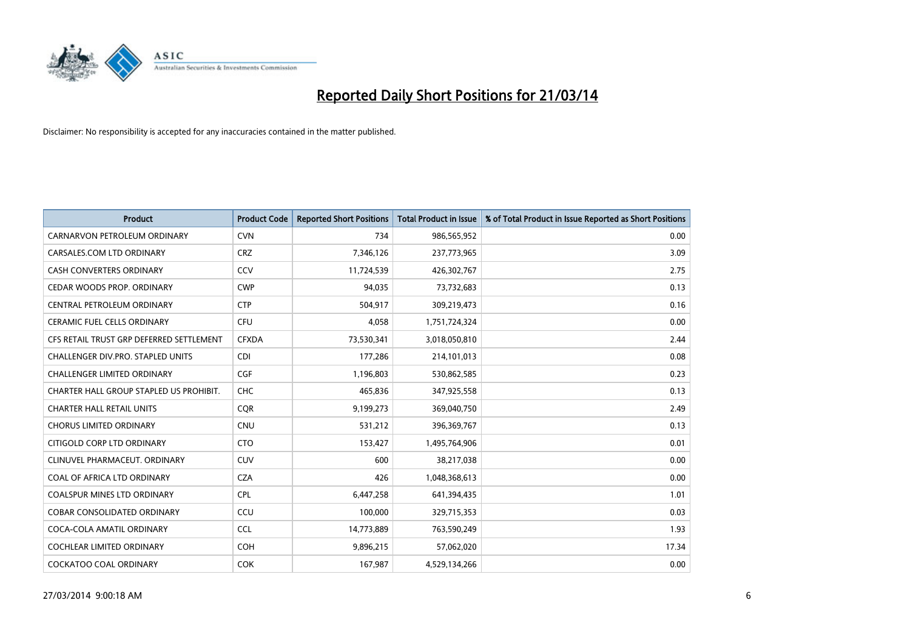# Reported Daily Short Positions for 21/03/14

Disclaimer: No responsibility is accepted for any inaccuracies contained in the matter published.

| Product | Product Code | Reported Short Positions | Total Product in Issue | % of Total Product in Issue Reported as Short Positions |
|---|---|---|---|---|
| CARNARVON PETROLEUM ORDINARY | CVN | 734 | 986,565,952 | 0.00 |
| CARSALES.COM LTD ORDINARY | CRZ | 7,346,126 | 237,773,965 | 3.09 |
| CASH CONVERTERS ORDINARY | CCV | 11,724,539 | 426,302,767 | 2.75 |
| CEDAR WOODS PROP. ORDINARY | CWP | 94,035 | 73,732,683 | 0.13 |
| CENTRAL PETROLEUM ORDINARY | CTP | 504,917 | 309,219,473 | 0.16 |
| CERAMIC FUEL CELLS ORDINARY | CFU | 4,058 | 1,751,724,324 | 0.00 |
| CFS RETAIL TRUST GRP DEFERRED SETTLEMENT | CFXDA | 73,530,341 | 3,018,050,810 | 2.44 |
| CHALLENGER DIV.PRO. STAPLED UNITS | CDI | 177,286 | 214,101,013 | 0.08 |
| CHALLENGER LIMITED ORDINARY | CGF | 1,196,803 | 530,862,585 | 0.23 |
| CHARTER HALL GROUP STAPLED US PROHIBIT. | CHC | 465,836 | 347,925,558 | 0.13 |
| CHARTER HALL RETAIL UNITS | CQR | 9,199,273 | 369,040,750 | 2.49 |
| CHORUS LIMITED ORDINARY | CNU | 531,212 | 396,369,767 | 0.13 |
| CITIGOLD CORP LTD ORDINARY | CTO | 153,427 | 1,495,764,906 | 0.01 |
| CLINUVEL PHARMACEUT. ORDINARY | CUV | 600 | 38,217,038 | 0.00 |
| COAL OF AFRICA LTD ORDINARY | CZA | 426 | 1,048,368,613 | 0.00 |
| COALSPUR MINES LTD ORDINARY | CPL | 6,447,258 | 641,394,435 | 1.01 |
| COBAR CONSOLIDATED ORDINARY | CCU | 100,000 | 329,715,353 | 0.03 |
| COCA-COLA AMATIL ORDINARY | CCL | 14,773,889 | 763,590,249 | 1.93 |
| COCHLEAR LIMITED ORDINARY | COH | 9,896,215 | 57,062,020 | 17.34 |
| COCKATOO COAL ORDINARY | COK | 167,987 | 4,529,134,266 | 0.00 |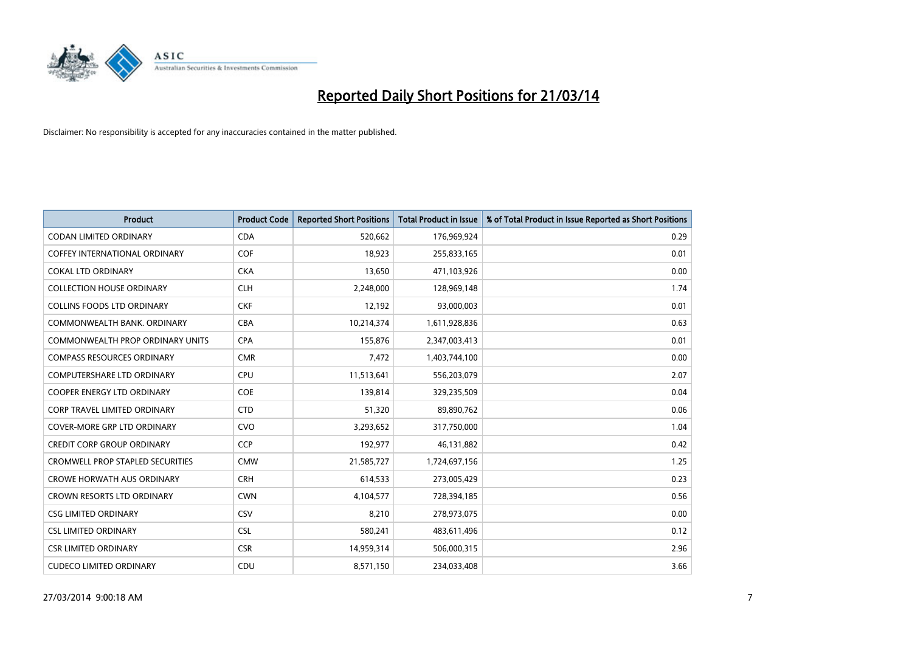# Reported Daily Short Positions for 21/03/14

Disclaimer: No responsibility is accepted for any inaccuracies contained in the matter published.

| Product | Product Code | Reported Short Positions | Total Product in Issue | % of Total Product in Issue Reported as Short Positions |
|---|---|---|---|---|
| CODAN LIMITED ORDINARY | CDA | 520,662 | 176,969,924 | 0.29 |
| COFFEY INTERNATIONAL ORDINARY | COF | 18,923 | 255,833,165 | 0.01 |
| COKAL LTD ORDINARY | CKA | 13,650 | 471,103,926 | 0.00 |
| COLLECTION HOUSE ORDINARY | CLH | 2,248,000 | 128,969,148 | 1.74 |
| COLLINS FOODS LTD ORDINARY | CKF | 12,192 | 93,000,003 | 0.01 |
| COMMONWEALTH BANK. ORDINARY | CBA | 10,214,374 | 1,611,928,836 | 0.63 |
| COMMONWEALTH PROP ORDINARY UNITS | CPA | 155,876 | 2,347,003,413 | 0.01 |
| COMPASS RESOURCES ORDINARY | CMR | 7,472 | 1,403,744,100 | 0.00 |
| COMPUTERSHARE LTD ORDINARY | CPU | 11,513,641 | 556,203,079 | 2.07 |
| COOPER ENERGY LTD ORDINARY | COE | 139,814 | 329,235,509 | 0.04 |
| CORP TRAVEL LIMITED ORDINARY | CTD | 51,320 | 89,890,762 | 0.06 |
| COVER-MORE GRP LTD ORDINARY | CVO | 3,293,652 | 317,750,000 | 1.04 |
| CREDIT CORP GROUP ORDINARY | CCP | 192,977 | 46,131,882 | 0.42 |
| CROMWELL PROP STAPLED SECURITIES | CMW | 21,585,727 | 1,724,697,156 | 1.25 |
| CROWE HORWATH AUS ORDINARY | CRH | 614,533 | 273,005,429 | 0.23 |
| CROWN RESORTS LTD ORDINARY | CWN | 4,104,577 | 728,394,185 | 0.56 |
| CSG LIMITED ORDINARY | CSV | 8,210 | 278,973,075 | 0.00 |
| CSL LIMITED ORDINARY | CSL | 580,241 | 483,611,496 | 0.12 |
| CSR LIMITED ORDINARY | CSR | 14,959,314 | 506,000,315 | 2.96 |
| CUDECO LIMITED ORDINARY | CDU | 8,571,150 | 234,033,408 | 3.66 |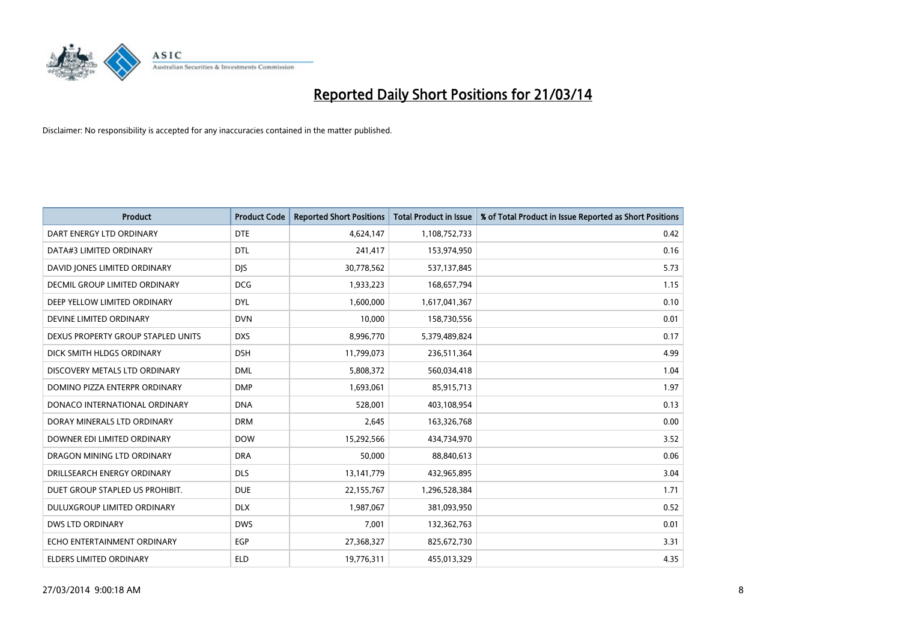# Reported Daily Short Positions for 21/03/14

Disclaimer: No responsibility is accepted for any inaccuracies contained in the matter published.

| Product | Product Code | Reported Short Positions | Total Product in Issue | % of Total Product in Issue Reported as Short Positions |
|---|---|---|---|---|
| DART ENERGY LTD ORDINARY | DTE | 4,624,147 | 1,108,752,733 | 0.42 |
| DATA#3 LIMITED ORDINARY | DTL | 241,417 | 153,974,950 | 0.16 |
| DAVID JONES LIMITED ORDINARY | DJS | 30,778,562 | 537,137,845 | 5.73 |
| DECMIL GROUP LIMITED ORDINARY | DCG | 1,933,223 | 168,657,794 | 1.15 |
| DEEP YELLOW LIMITED ORDINARY | DYL | 1,600,000 | 1,617,041,367 | 0.10 |
| DEVINE LIMITED ORDINARY | DVN | 10,000 | 158,730,556 | 0.01 |
| DEXUS PROPERTY GROUP STAPLED UNITS | DXS | 8,996,770 | 5,379,489,824 | 0.17 |
| DICK SMITH HLDGS ORDINARY | DSH | 11,799,073 | 236,511,364 | 4.99 |
| DISCOVERY METALS LTD ORDINARY | DML | 5,808,372 | 560,034,418 | 1.04 |
| DOMINO PIZZA ENTERPR ORDINARY | DMP | 1,693,061 | 85,915,713 | 1.97 |
| DONACO INTERNATIONAL ORDINARY | DNA | 528,001 | 403,108,954 | 0.13 |
| DORAY MINERALS LTD ORDINARY | DRM | 2,645 | 163,326,768 | 0.00 |
| DOWNER EDI LIMITED ORDINARY | DOW | 15,292,566 | 434,734,970 | 3.52 |
| DRAGON MINING LTD ORDINARY | DRA | 50,000 | 88,840,613 | 0.06 |
| DRILLSEARCH ENERGY ORDINARY | DLS | 13,141,779 | 432,965,895 | 3.04 |
| DUET GROUP STAPLED US PROHIBIT. | DUE | 22,155,767 | 1,296,528,384 | 1.71 |
| DULUXGROUP LIMITED ORDINARY | DLX | 1,987,067 | 381,093,950 | 0.52 |
| DWS LTD ORDINARY | DWS | 7,001 | 132,362,763 | 0.01 |
| ECHO ENTERTAINMENT ORDINARY | EGP | 27,368,327 | 825,672,730 | 3.31 |
| ELDERS LIMITED ORDINARY | ELD | 19,776,311 | 455,013,329 | 4.35 |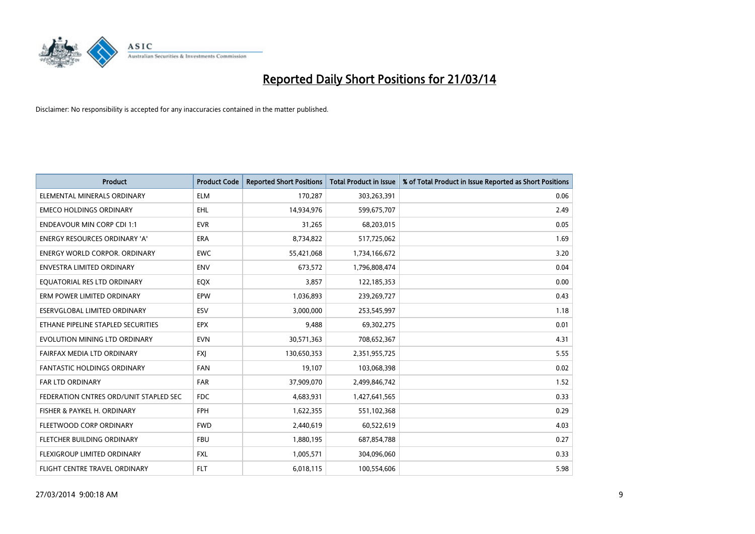# Reported Daily Short Positions for 21/03/14

Disclaimer: No responsibility is accepted for any inaccuracies contained in the matter published.

| Product | Product Code | Reported Short Positions | Total Product in Issue | % of Total Product in Issue Reported as Short Positions |
|---|---|---|---|---|
| ELEMENTAL MINERALS ORDINARY | ELM | 170,287 | 303,263,391 | 0.06 |
| EMECO HOLDINGS ORDINARY | EHL | 14,934,976 | 599,675,707 | 2.49 |
| ENDEAVOUR MIN CORP CDI 1:1 | EVR | 31,265 | 68,203,015 | 0.05 |
| ENERGY RESOURCES ORDINARY 'A' | ERA | 8,734,822 | 517,725,062 | 1.69 |
| ENERGY WORLD CORPOR. ORDINARY | EWC | 55,421,068 | 1,734,166,672 | 3.20 |
| ENVESTRA LIMITED ORDINARY | ENV | 673,572 | 1,796,808,474 | 0.04 |
| EQUATORIAL RES LTD ORDINARY | EQX | 3,857 | 122,185,353 | 0.00 |
| ERM POWER LIMITED ORDINARY | EPW | 1,036,893 | 239,269,727 | 0.43 |
| ESERVGLOBAL LIMITED ORDINARY | ESV | 3,000,000 | 253,545,997 | 1.18 |
| ETHANE PIPELINE STAPLED SECURITIES | EPX | 9,488 | 69,302,275 | 0.01 |
| EVOLUTION MINING LTD ORDINARY | EVN | 30,571,363 | 708,652,367 | 4.31 |
| FAIRFAX MEDIA LTD ORDINARY | FXJ | 130,650,353 | 2,351,955,725 | 5.55 |
| FANTASTIC HOLDINGS ORDINARY | FAN | 19,107 | 103,068,398 | 0.02 |
| FAR LTD ORDINARY | FAR | 37,909,070 | 2,499,846,742 | 1.52 |
| FEDERATION CNTRES ORD/UNIT STAPLED SEC | FDC | 4,683,931 | 1,427,641,565 | 0.33 |
| FISHER & PAYKEL H. ORDINARY | FPH | 1,622,355 | 551,102,368 | 0.29 |
| FLEETWOOD CORP ORDINARY | FWD | 2,440,619 | 60,522,619 | 4.03 |
| FLETCHER BUILDING ORDINARY | FBU | 1,880,195 | 687,854,788 | 0.27 |
| FLEXIGROUP LIMITED ORDINARY | FXL | 1,005,571 | 304,096,060 | 0.33 |
| FLIGHT CENTRE TRAVEL ORDINARY | FLT | 6,018,115 | 100,554,606 | 5.98 |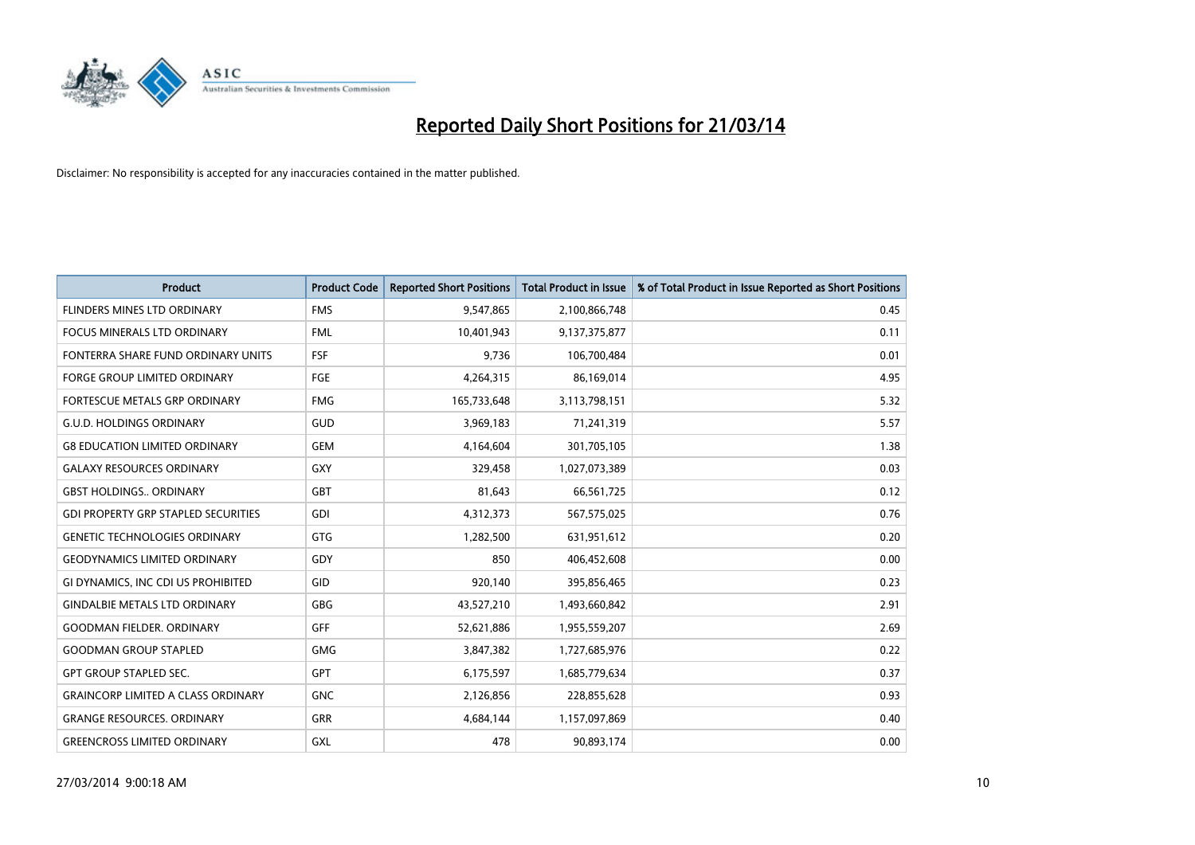# Reported Daily Short Positions for 21/03/14

Disclaimer: No responsibility is accepted for any inaccuracies contained in the matter published.

| Product | Product Code | Reported Short Positions | Total Product in Issue | % of Total Product in Issue Reported as Short Positions |
|---|---|---|---|---|
| FLINDERS MINES LTD ORDINARY | FMS | 9,547,865 | 2,100,866,748 | 0.45 |
| FOCUS MINERALS LTD ORDINARY | FML | 10,401,943 | 9,137,375,877 | 0.11 |
| FONTERRA SHARE FUND ORDINARY UNITS | FSF | 9,736 | 106,700,484 | 0.01 |
| FORGE GROUP LIMITED ORDINARY | FGE | 4,264,315 | 86,169,014 | 4.95 |
| FORTESCUE METALS GRP ORDINARY | FMG | 165,733,648 | 3,113,798,151 | 5.32 |
| G.U.D. HOLDINGS ORDINARY | GUD | 3,969,183 | 71,241,319 | 5.57 |
| G8 EDUCATION LIMITED ORDINARY | GEM | 4,164,604 | 301,705,105 | 1.38 |
| GALAXY RESOURCES ORDINARY | GXY | 329,458 | 1,027,073,389 | 0.03 |
| GBST HOLDINGS.. ORDINARY | GBT | 81,643 | 66,561,725 | 0.12 |
| GDI PROPERTY GRP STAPLED SECURITIES | GDI | 4,312,373 | 567,575,025 | 0.76 |
| GENETIC TECHNOLOGIES ORDINARY | GTG | 1,282,500 | 631,951,612 | 0.20 |
| GEODYNAMICS LIMITED ORDINARY | GDY | 850 | 406,452,608 | 0.00 |
| GI DYNAMICS, INC CDI US PROHIBITED | GID | 920,140 | 395,856,465 | 0.23 |
| GINDALBIE METALS LTD ORDINARY | GBG | 43,527,210 | 1,493,660,842 | 2.91 |
| GOODMAN FIELDER. ORDINARY | GFF | 52,621,886 | 1,955,559,207 | 2.69 |
| GOODMAN GROUP STAPLED | GMG | 3,847,382 | 1,727,685,976 | 0.22 |
| GPT GROUP STAPLED SEC. | GPT | 6,175,597 | 1,685,779,634 | 0.37 |
| GRAINCORP LIMITED A CLASS ORDINARY | GNC | 2,126,856 | 228,855,628 | 0.93 |
| GRANGE RESOURCES. ORDINARY | GRR | 4,684,144 | 1,157,097,869 | 0.40 |
| GREENCROSS LIMITED ORDINARY | GXL | 478 | 90,893,174 | 0.00 |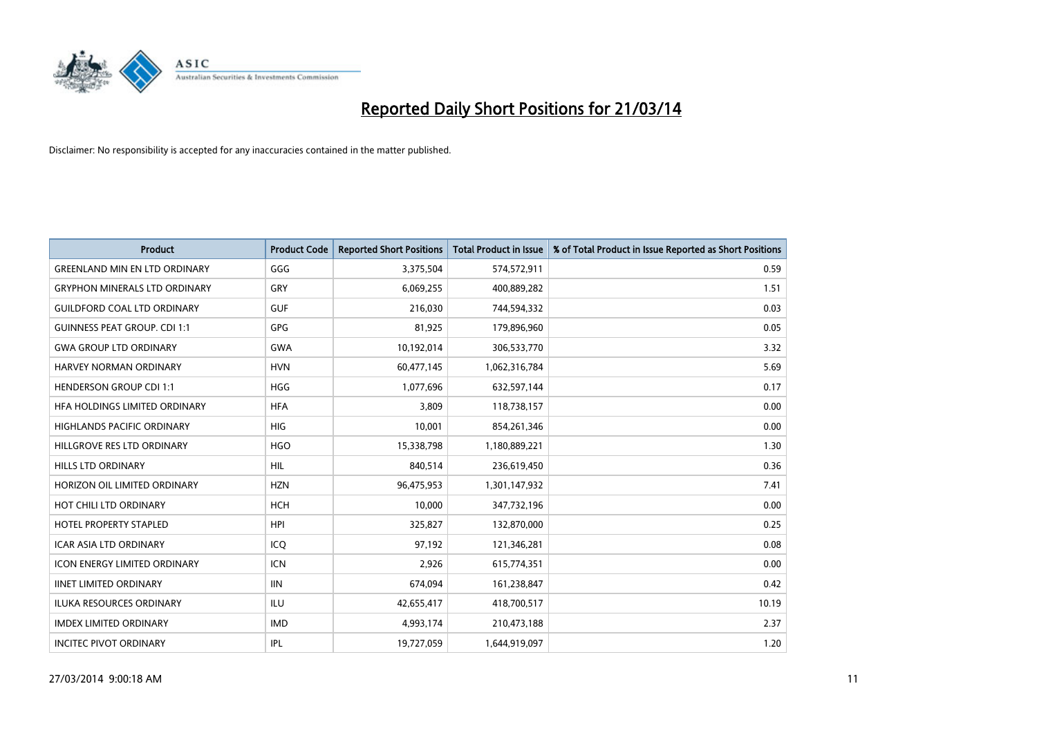# Reported Daily Short Positions for 21/03/14

Disclaimer: No responsibility is accepted for any inaccuracies contained in the matter published.

| Product | Product Code | Reported Short Positions | Total Product in Issue | % of Total Product in Issue Reported as Short Positions |
|---|---|---|---|---|
| GREENLAND MIN EN LTD ORDINARY | GGG | 3,375,504 | 574,572,911 | 0.59 |
| GRYPHON MINERALS LTD ORDINARY | GRY | 6,069,255 | 400,889,282 | 1.51 |
| GUILDFORD COAL LTD ORDINARY | GUF | 216,030 | 744,594,332 | 0.03 |
| GUINNESS PEAT GROUP. CDI 1:1 | GPG | 81,925 | 179,896,960 | 0.05 |
| GWA GROUP LTD ORDINARY | GWA | 10,192,014 | 306,533,770 | 3.32 |
| HARVEY NORMAN ORDINARY | HVN | 60,477,145 | 1,062,316,784 | 5.69 |
| HENDERSON GROUP CDI 1:1 | HGG | 1,077,696 | 632,597,144 | 0.17 |
| HFA HOLDINGS LIMITED ORDINARY | HFA | 3,809 | 118,738,157 | 0.00 |
| HIGHLANDS PACIFIC ORDINARY | HIG | 10,001 | 854,261,346 | 0.00 |
| HILLGROVE RES LTD ORDINARY | HGO | 15,338,798 | 1,180,889,221 | 1.30 |
| HILLS LTD ORDINARY | HIL | 840,514 | 236,619,450 | 0.36 |
| HORIZON OIL LIMITED ORDINARY | HZN | 96,475,953 | 1,301,147,932 | 7.41 |
| HOT CHILI LTD ORDINARY | HCH | 10,000 | 347,732,196 | 0.00 |
| HOTEL PROPERTY STAPLED | HPI | 325,827 | 132,870,000 | 0.25 |
| ICAR ASIA LTD ORDINARY | ICQ | 97,192 | 121,346,281 | 0.08 |
| ICON ENERGY LIMITED ORDINARY | ICN | 2,926 | 615,774,351 | 0.00 |
| IINET LIMITED ORDINARY | IIN | 674,094 | 161,238,847 | 0.42 |
| ILUKA RESOURCES ORDINARY | ILU | 42,655,417 | 418,700,517 | 10.19 |
| IMDEX LIMITED ORDINARY | IMD | 4,993,174 | 210,473,188 | 2.37 |
| INCITEC PIVOT ORDINARY | IPL | 19,727,059 | 1,644,919,097 | 1.20 |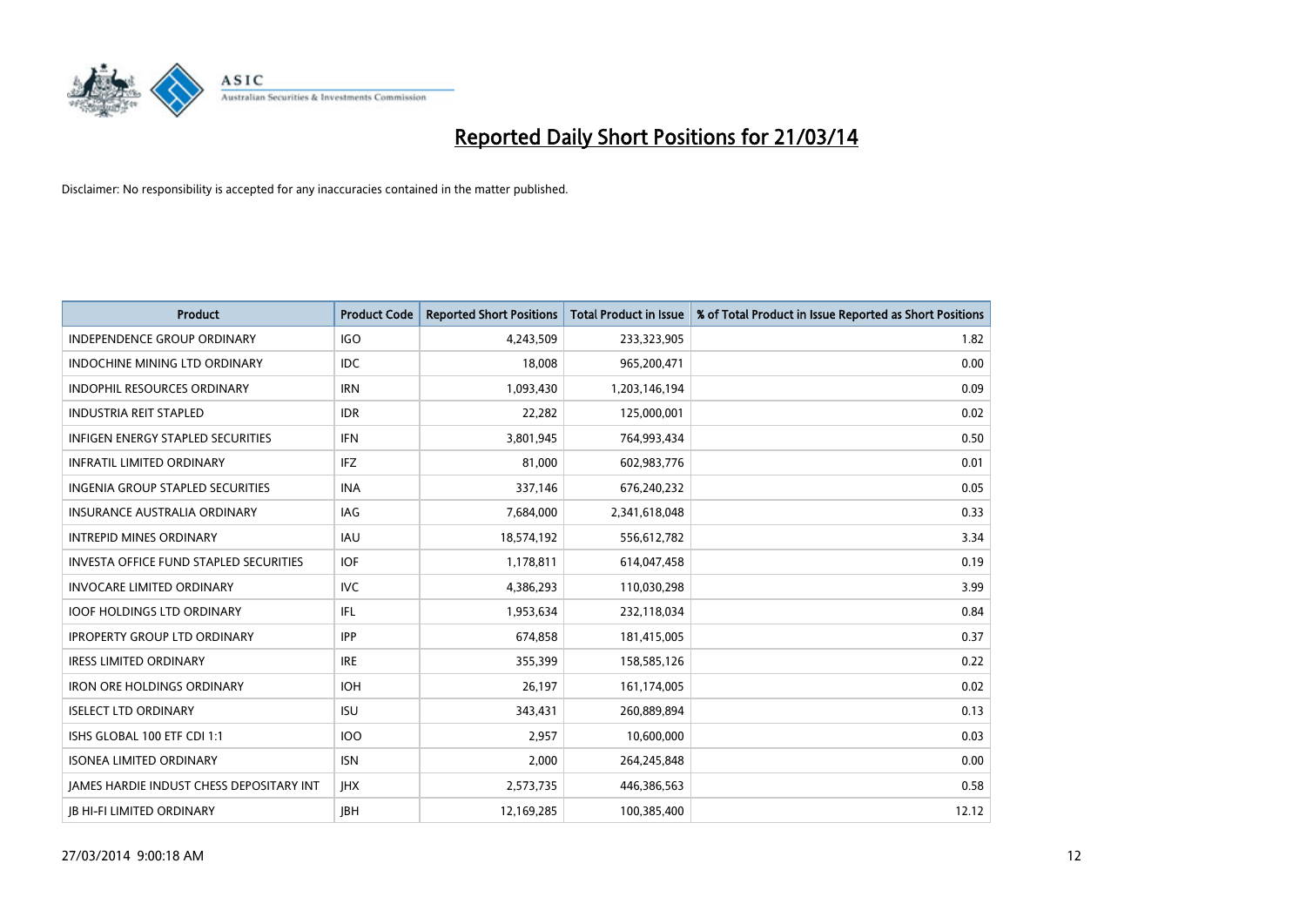# Reported Daily Short Positions for 21/03/14

Disclaimer: No responsibility is accepted for any inaccuracies contained in the matter published.

| Product | Product Code | Reported Short Positions | Total Product in Issue | % of Total Product in Issue Reported as Short Positions |
|---|---|---|---|---|
| INDEPENDENCE GROUP ORDINARY | IGO | 4,243,509 | 233,323,905 | 1.82 |
| INDOCHINE MINING LTD ORDINARY | IDC | 18,008 | 965,200,471 | 0.00 |
| INDOPHIL RESOURCES ORDINARY | IRN | 1,093,430 | 1,203,146,194 | 0.09 |
| INDUSTRIA REIT STAPLED | IDR | 22,282 | 125,000,001 | 0.02 |
| INFIGEN ENERGY STAPLED SECURITIES | IFN | 3,801,945 | 764,993,434 | 0.50 |
| INFRATIL LIMITED ORDINARY | IFZ | 81,000 | 602,983,776 | 0.01 |
| INGENIA GROUP STAPLED SECURITIES | INA | 337,146 | 676,240,232 | 0.05 |
| INSURANCE AUSTRALIA ORDINARY | IAG | 7,684,000 | 2,341,618,048 | 0.33 |
| INTREPID MINES ORDINARY | IAU | 18,574,192 | 556,612,782 | 3.34 |
| INVESTA OFFICE FUND STAPLED SECURITIES | IOF | 1,178,811 | 614,047,458 | 0.19 |
| INVOCARE LIMITED ORDINARY | IVC | 4,386,293 | 110,030,298 | 3.99 |
| IOOF HOLDINGS LTD ORDINARY | IFL | 1,953,634 | 232,118,034 | 0.84 |
| IPROPERTY GROUP LTD ORDINARY | IPP | 674,858 | 181,415,005 | 0.37 |
| IRESS LIMITED ORDINARY | IRE | 355,399 | 158,585,126 | 0.22 |
| IRON ORE HOLDINGS ORDINARY | IOH | 26,197 | 161,174,005 | 0.02 |
| ISELECT LTD ORDINARY | ISU | 343,431 | 260,889,894 | 0.13 |
| ISHS GLOBAL 100 ETF CDI 1:1 | IOO | 2,957 | 10,600,000 | 0.03 |
| ISONEA LIMITED ORDINARY | ISN | 2,000 | 264,245,848 | 0.00 |
| JAMES HARDIE INDUST CHESS DEPOSITARY INT | JHX | 2,573,735 | 446,386,563 | 0.58 |
| JB HI-FI LIMITED ORDINARY | JBH | 12,169,285 | 100,385,400 | 12.12 |

27/03/2014 9:00:18 AM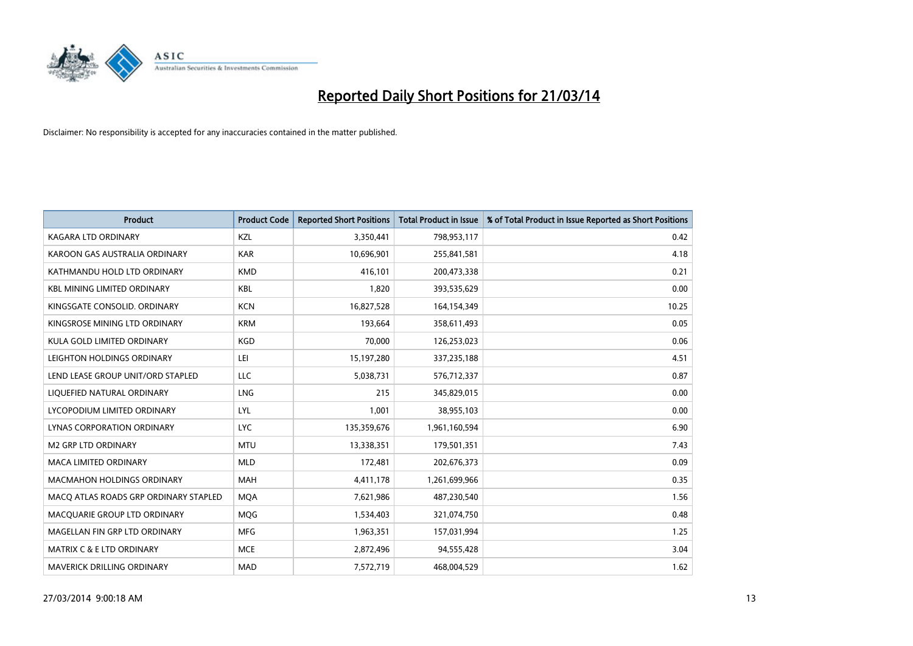# Reported Daily Short Positions for 21/03/14

Disclaimer: No responsibility is accepted for any inaccuracies contained in the matter published.

| Product | Product Code | Reported Short Positions | Total Product in Issue | % of Total Product in Issue Reported as Short Positions |
|---|---|---|---|---|
| KAGARA LTD ORDINARY | KZL | 3,350,441 | 798,953,117 | 0.42 |
| KAROON GAS AUSTRALIA ORDINARY | KAR | 10,696,901 | 255,841,581 | 4.18 |
| KATHMANDU HOLD LTD ORDINARY | KMD | 416,101 | 200,473,338 | 0.21 |
| KBL MINING LIMITED ORDINARY | KBL | 1,820 | 393,535,629 | 0.00 |
| KINGSGATE CONSOLID. ORDINARY | KCN | 16,827,528 | 164,154,349 | 10.25 |
| KINGSROSE MINING LTD ORDINARY | KRM | 193,664 | 358,611,493 | 0.05 |
| KULA GOLD LIMITED ORDINARY | KGD | 70,000 | 126,253,023 | 0.06 |
| LEIGHTON HOLDINGS ORDINARY | LEI | 15,197,280 | 337,235,188 | 4.51 |
| LEND LEASE GROUP UNIT/ORD STAPLED | LLC | 5,038,731 | 576,712,337 | 0.87 |
| LIQUEFIED NATURAL ORDINARY | LNG | 215 | 345,829,015 | 0.00 |
| LYCOPODIUM LIMITED ORDINARY | LYL | 1,001 | 38,955,103 | 0.00 |
| LYNAS CORPORATION ORDINARY | LYC | 135,359,676 | 1,961,160,594 | 6.90 |
| M2 GRP LTD ORDINARY | MTU | 13,338,351 | 179,501,351 | 7.43 |
| MACA LIMITED ORDINARY | MLD | 172,481 | 202,676,373 | 0.09 |
| MACMAHON HOLDINGS ORDINARY | MAH | 4,411,178 | 1,261,699,966 | 0.35 |
| MACQ ATLAS ROADS GRP ORDINARY STAPLED | MQA | 7,621,986 | 487,230,540 | 1.56 |
| MACQUARIE GROUP LTD ORDINARY | MQG | 1,534,403 | 321,074,750 | 0.48 |
| MAGELLAN FIN GRP LTD ORDINARY | MFG | 1,963,351 | 157,031,994 | 1.25 |
| MATRIX C & E LTD ORDINARY | MCE | 2,872,496 | 94,555,428 | 3.04 |
| MAVERICK DRILLING ORDINARY | MAD | 7,572,719 | 468,004,529 | 1.62 |

27/03/2014 9:00:18 AM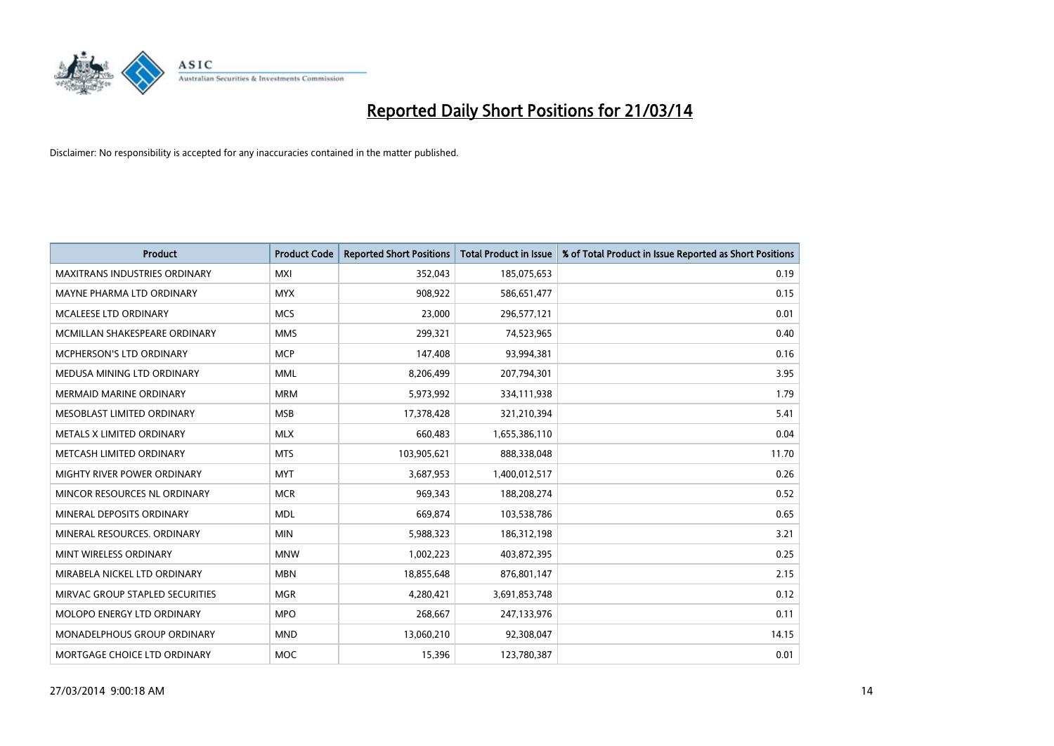# Reported Daily Short Positions for 21/03/14

Disclaimer: No responsibility is accepted for any inaccuracies contained in the matter published.

| Product | Product Code | Reported Short Positions | Total Product in Issue | % of Total Product in Issue Reported as Short Positions |
|---|---|---|---|---|
| MAXITRANS INDUSTRIES ORDINARY | MXI | 352,043 | 185,075,653 | 0.19 |
| MAYNE PHARMA LTD ORDINARY | MYX | 908,922 | 586,651,477 | 0.15 |
| MCALEESE LTD ORDINARY | MCS | 23,000 | 296,577,121 | 0.01 |
| MCMILLAN SHAKESPEARE ORDINARY | MMS | 299,321 | 74,523,965 | 0.40 |
| MCPHERSON'S LTD ORDINARY | MCP | 147,408 | 93,994,381 | 0.16 |
| MEDUSA MINING LTD ORDINARY | MML | 8,206,499 | 207,794,301 | 3.95 |
| MERMAID MARINE ORDINARY | MRM | 5,973,992 | 334,111,938 | 1.79 |
| MESOBLAST LIMITED ORDINARY | MSB | 17,378,428 | 321,210,394 | 5.41 |
| METALS X LIMITED ORDINARY | MLX | 660,483 | 1,655,386,110 | 0.04 |
| METCASH LIMITED ORDINARY | MTS | 103,905,621 | 888,338,048 | 11.70 |
| MIGHTY RIVER POWER ORDINARY | MYT | 3,687,953 | 1,400,012,517 | 0.26 |
| MINCOR RESOURCES NL ORDINARY | MCR | 969,343 | 188,208,274 | 0.52 |
| MINERAL DEPOSITS ORDINARY | MDL | 669,874 | 103,538,786 | 0.65 |
| MINERAL RESOURCES. ORDINARY | MIN | 5,988,323 | 186,312,198 | 3.21 |
| MINT WIRELESS ORDINARY | MNW | 1,002,223 | 403,872,395 | 0.25 |
| MIRABELA NICKEL LTD ORDINARY | MBN | 18,855,648 | 876,801,147 | 2.15 |
| MIRVAC GROUP STAPLED SECURITIES | MGR | 4,280,421 | 3,691,853,748 | 0.12 |
| MOLOPO ENERGY LTD ORDINARY | MPO | 268,667 | 247,133,976 | 0.11 |
| MONADELPHOUS GROUP ORDINARY | MND | 13,060,210 | 92,308,047 | 14.15 |
| MORTGAGE CHOICE LTD ORDINARY | MOC | 15,396 | 123,780,387 | 0.01 |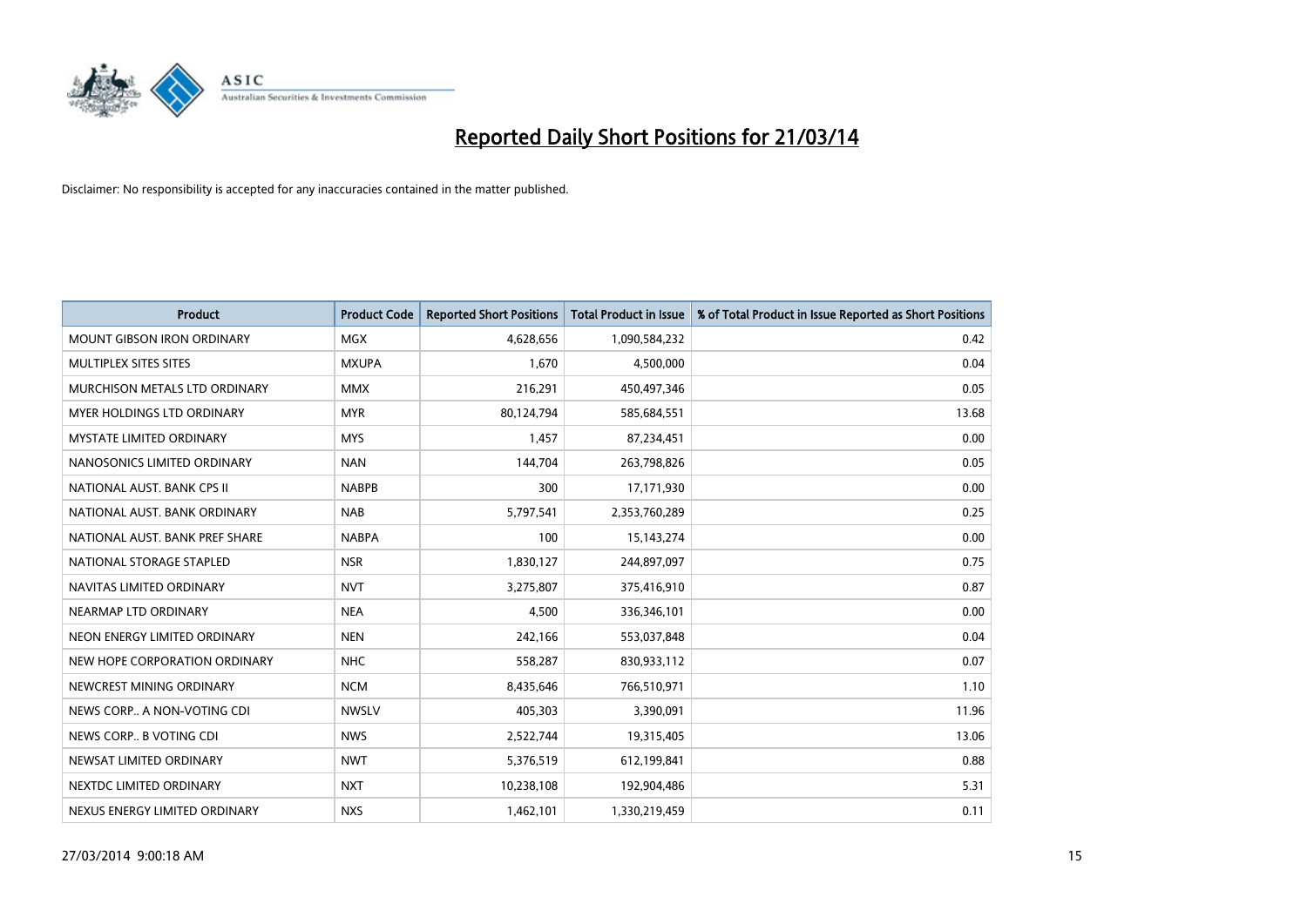# Reported Daily Short Positions for 21/03/14

Disclaimer: No responsibility is accepted for any inaccuracies contained in the matter published.

| Product | Product Code | Reported Short Positions | Total Product in Issue | % of Total Product in Issue Reported as Short Positions |
|---|---|---|---|---|
| MOUNT GIBSON IRON ORDINARY | MGX | 4,628,656 | 1,090,584,232 | 0.42 |
| MULTIPLEX SITES SITES | MXUPA | 1,670 | 4,500,000 | 0.04 |
| MURCHISON METALS LTD ORDINARY | MMX | 216,291 | 450,497,346 | 0.05 |
| MYER HOLDINGS LTD ORDINARY | MYR | 80,124,794 | 585,684,551 | 13.68 |
| MYSTATE LIMITED ORDINARY | MYS | 1,457 | 87,234,451 | 0.00 |
| NANOSONICS LIMITED ORDINARY | NAN | 144,704 | 263,798,826 | 0.05 |
| NATIONAL AUST. BANK CPS II | NABPB | 300 | 17,171,930 | 0.00 |
| NATIONAL AUST. BANK ORDINARY | NAB | 5,797,541 | 2,353,760,289 | 0.25 |
| NATIONAL AUST. BANK PREF SHARE | NABPA | 100 | 15,143,274 | 0.00 |
| NATIONAL STORAGE STAPLED | NSR | 1,830,127 | 244,897,097 | 0.75 |
| NAVITAS LIMITED ORDINARY | NVT | 3,275,807 | 375,416,910 | 0.87 |
| NEARMAP LTD ORDINARY | NEA | 4,500 | 336,346,101 | 0.00 |
| NEON ENERGY LIMITED ORDINARY | NEN | 242,166 | 553,037,848 | 0.04 |
| NEW HOPE CORPORATION ORDINARY | NHC | 558,287 | 830,933,112 | 0.07 |
| NEWCREST MINING ORDINARY | NCM | 8,435,646 | 766,510,971 | 1.10 |
| NEWS CORP.. A NON-VOTING CDI | NWSLV | 405,303 | 3,390,091 | 11.96 |
| NEWS CORP.. B VOTING CDI | NWS | 2,522,744 | 19,315,405 | 13.06 |
| NEWSAT LIMITED ORDINARY | NWT | 5,376,519 | 612,199,841 | 0.88 |
| NEXTDC LIMITED ORDINARY | NXT | 10,238,108 | 192,904,486 | 5.31 |
| NEXUS ENERGY LIMITED ORDINARY | NXS | 1,462,101 | 1,330,219,459 | 0.11 |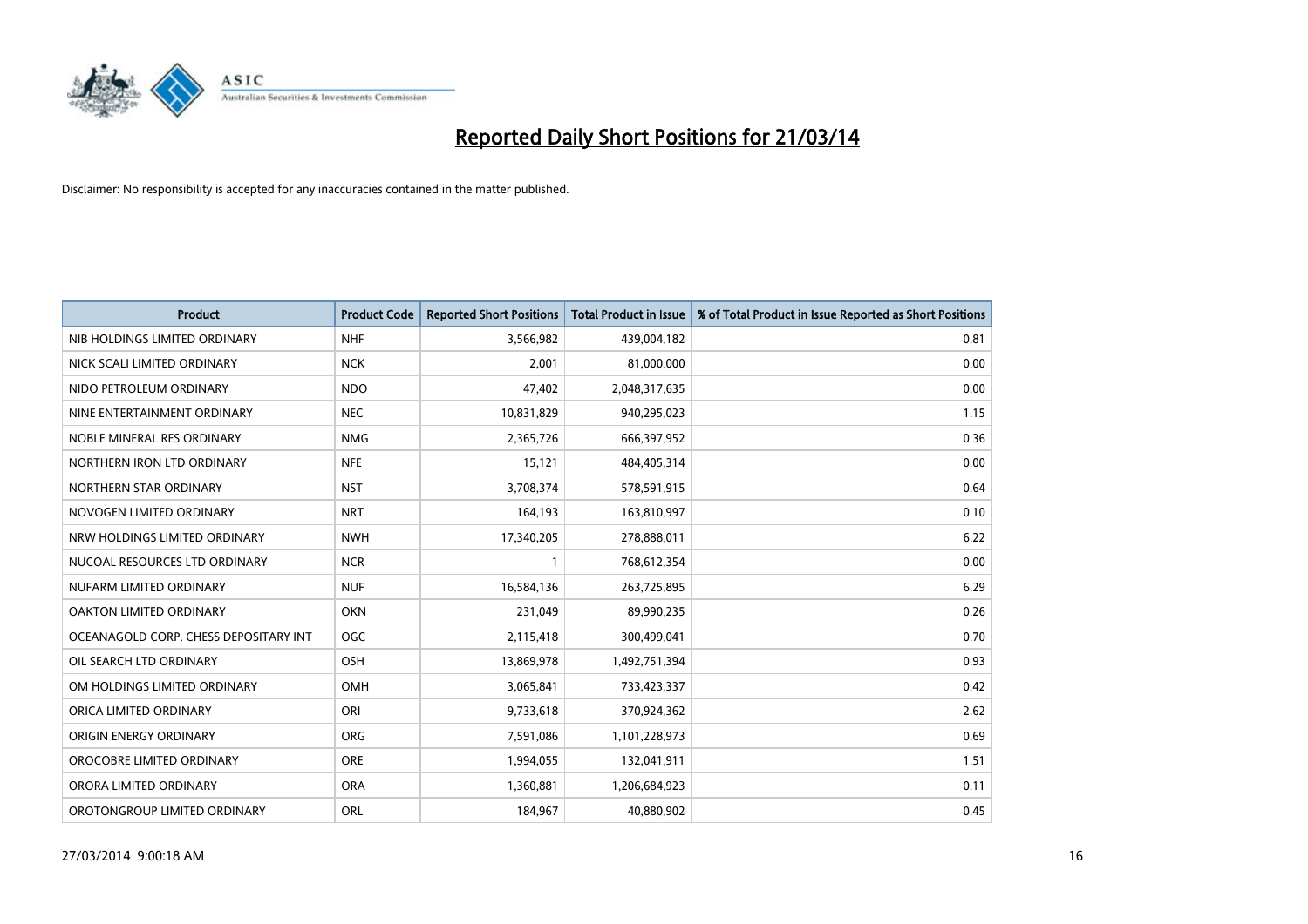# Reported Daily Short Positions for 21/03/14

Disclaimer: No responsibility is accepted for any inaccuracies contained in the matter published.

| Product | Product Code | Reported Short Positions | Total Product in Issue | % of Total Product in Issue Reported as Short Positions |
|---|---|---|---|---|
| NIB HOLDINGS LIMITED ORDINARY | NHF | 3,566,982 | 439,004,182 | 0.81 |
| NICK SCALI LIMITED ORDINARY | NCK | 2,001 | 81,000,000 | 0.00 |
| NIDO PETROLEUM ORDINARY | NDO | 47,402 | 2,048,317,635 | 0.00 |
| NINE ENTERTAINMENT ORDINARY | NEC | 10,831,829 | 940,295,023 | 1.15 |
| NOBLE MINERAL RES ORDINARY | NMG | 2,365,726 | 666,397,952 | 0.36 |
| NORTHERN IRON LTD ORDINARY | NFE | 15,121 | 484,405,314 | 0.00 |
| NORTHERN STAR ORDINARY | NST | 3,708,374 | 578,591,915 | 0.64 |
| NOVOGEN LIMITED ORDINARY | NRT | 164,193 | 163,810,997 | 0.10 |
| NRW HOLDINGS LIMITED ORDINARY | NWH | 17,340,205 | 278,888,011 | 6.22 |
| NUCOAL RESOURCES LTD ORDINARY | NCR | 1 | 768,612,354 | 0.00 |
| NUFARM LIMITED ORDINARY | NUF | 16,584,136 | 263,725,895 | 6.29 |
| OAKTON LIMITED ORDINARY | OKN | 231,049 | 89,990,235 | 0.26 |
| OCEANAGOLD CORP. CHESS DEPOSITARY INT | OGC | 2,115,418 | 300,499,041 | 0.70 |
| OIL SEARCH LTD ORDINARY | OSH | 13,869,978 | 1,492,751,394 | 0.93 |
| OM HOLDINGS LIMITED ORDINARY | OMH | 3,065,841 | 733,423,337 | 0.42 |
| ORICA LIMITED ORDINARY | ORI | 9,733,618 | 370,924,362 | 2.62 |
| ORIGIN ENERGY ORDINARY | ORG | 7,591,086 | 1,101,228,973 | 0.69 |
| OROCOBRE LIMITED ORDINARY | ORE | 1,994,055 | 132,041,911 | 1.51 |
| ORORA LIMITED ORDINARY | ORA | 1,360,881 | 1,206,684,923 | 0.11 |
| OROTONGROUP LIMITED ORDINARY | ORL | 184,967 | 40,880,902 | 0.45 |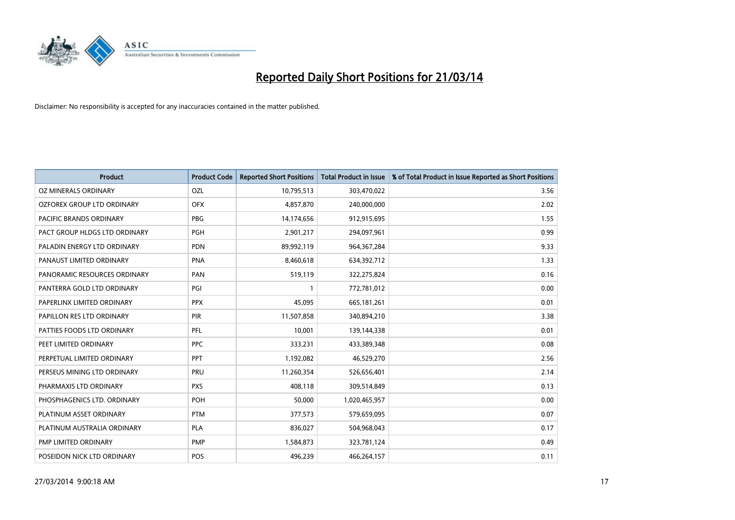# Reported Daily Short Positions for 21/03/14

Disclaimer: No responsibility is accepted for any inaccuracies contained in the matter published.

| Product | Product Code | Reported Short Positions | Total Product in Issue | % of Total Product in Issue Reported as Short Positions |
|---|---|---|---|---|
| OZ MINERALS ORDINARY | OZL | 10,795,513 | 303,470,022 | 3.56 |
| OZFOREX GROUP LTD ORDINARY | OFX | 4,857,870 | 240,000,000 | 2.02 |
| PACIFIC BRANDS ORDINARY | PBG | 14,174,656 | 912,915,695 | 1.55 |
| PACT GROUP HLDGS LTD ORDINARY | PGH | 2,901,217 | 294,097,961 | 0.99 |
| PALADIN ENERGY LTD ORDINARY | PDN | 89,992,119 | 964,367,284 | 9.33 |
| PANAUST LIMITED ORDINARY | PNA | 8,460,618 | 634,392,712 | 1.33 |
| PANORAMIC RESOURCES ORDINARY | PAN | 519,119 | 322,275,824 | 0.16 |
| PANTERRA GOLD LTD ORDINARY | PGI | 1 | 772,781,012 | 0.00 |
| PAPERLINX LIMITED ORDINARY | PPX | 45,095 | 665,181,261 | 0.01 |
| PAPILLON RES LTD ORDINARY | PIR | 11,507,858 | 340,894,210 | 3.38 |
| PATTIES FOODS LTD ORDINARY | PFL | 10,001 | 139,144,338 | 0.01 |
| PEET LIMITED ORDINARY | PPC | 333,231 | 433,389,348 | 0.08 |
| PERPETUAL LIMITED ORDINARY | PPT | 1,192,082 | 46,529,270 | 2.56 |
| PERSEUS MINING LTD ORDINARY | PRU | 11,260,354 | 526,656,401 | 2.14 |
| PHARMAXIS LTD ORDINARY | PXS | 408,118 | 309,514,849 | 0.13 |
| PHOSPHAGENICS LTD. ORDINARY | POH | 50,000 | 1,020,465,957 | 0.00 |
| PLATINUM ASSET ORDINARY | PTM | 377,573 | 579,659,095 | 0.07 |
| PLATINUM AUSTRALIA ORDINARY | PLA | 836,027 | 504,968,043 | 0.17 |
| PMP LIMITED ORDINARY | PMP | 1,584,873 | 323,781,124 | 0.49 |
| POSEIDON NICK LTD ORDINARY | POS | 496,239 | 466,264,157 | 0.11 |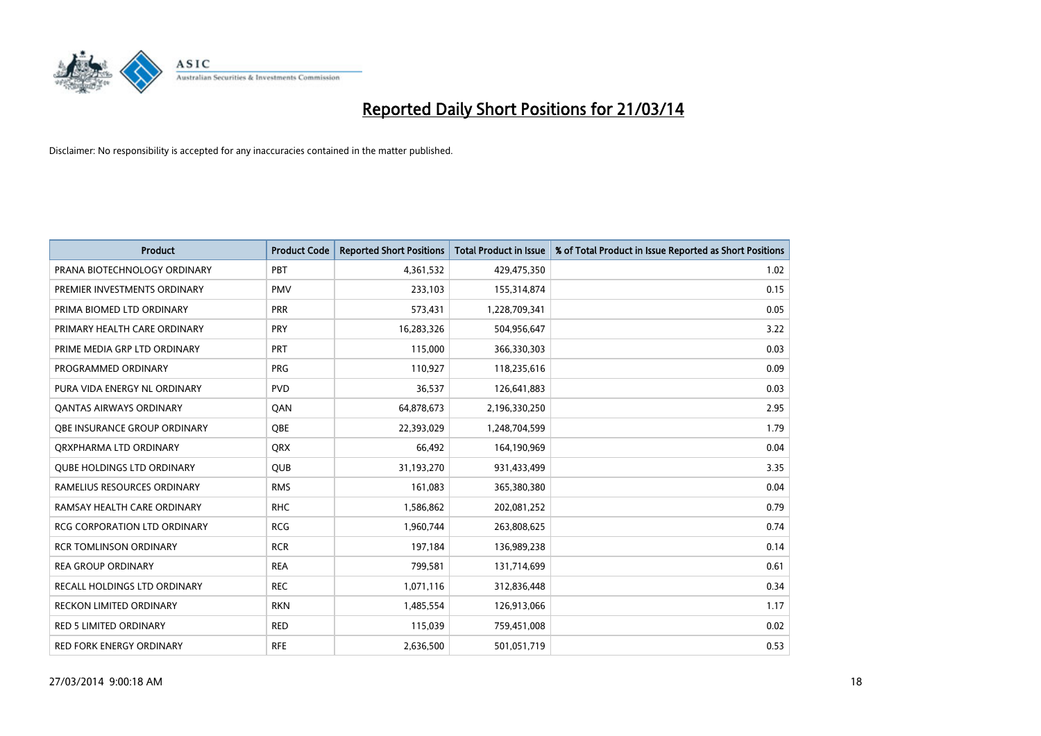# Reported Daily Short Positions for 21/03/14

Disclaimer: No responsibility is accepted for any inaccuracies contained in the matter published.

| Product | Product Code | Reported Short Positions | Total Product in Issue | % of Total Product in Issue Reported as Short Positions |
|---|---|---|---|---|
| PRANA BIOTECHNOLOGY ORDINARY | PBT | 4,361,532 | 429,475,350 | 1.02 |
| PREMIER INVESTMENTS ORDINARY | PMV | 233,103 | 155,314,874 | 0.15 |
| PRIMA BIOMED LTD ORDINARY | PRR | 573,431 | 1,228,709,341 | 0.05 |
| PRIMARY HEALTH CARE ORDINARY | PRY | 16,283,326 | 504,956,647 | 3.22 |
| PRIME MEDIA GRP LTD ORDINARY | PRT | 115,000 | 366,330,303 | 0.03 |
| PROGRAMMED ORDINARY | PRG | 110,927 | 118,235,616 | 0.09 |
| PURA VIDA ENERGY NL ORDINARY | PVD | 36,537 | 126,641,883 | 0.03 |
| QANTAS AIRWAYS ORDINARY | QAN | 64,878,673 | 2,196,330,250 | 2.95 |
| QBE INSURANCE GROUP ORDINARY | QBE | 22,393,029 | 1,248,704,599 | 1.79 |
| QRXPHARMA LTD ORDINARY | QRX | 66,492 | 164,190,969 | 0.04 |
| QUBE HOLDINGS LTD ORDINARY | QUB | 31,193,270 | 931,433,499 | 3.35 |
| RAMELIUS RESOURCES ORDINARY | RMS | 161,083 | 365,380,380 | 0.04 |
| RAMSAY HEALTH CARE ORDINARY | RHC | 1,586,862 | 202,081,252 | 0.79 |
| RCG CORPORATION LTD ORDINARY | RCG | 1,960,744 | 263,808,625 | 0.74 |
| RCR TOMLINSON ORDINARY | RCR | 197,184 | 136,989,238 | 0.14 |
| REA GROUP ORDINARY | REA | 799,581 | 131,714,699 | 0.61 |
| RECALL HOLDINGS LTD ORDINARY | REC | 1,071,116 | 312,836,448 | 0.34 |
| RECKON LIMITED ORDINARY | RKN | 1,485,554 | 126,913,066 | 1.17 |
| RED 5 LIMITED ORDINARY | RED | 115,039 | 759,451,008 | 0.02 |
| RED FORK ENERGY ORDINARY | RFE | 2,636,500 | 501,051,719 | 0.53 |

27/03/2014 9:00:18 AM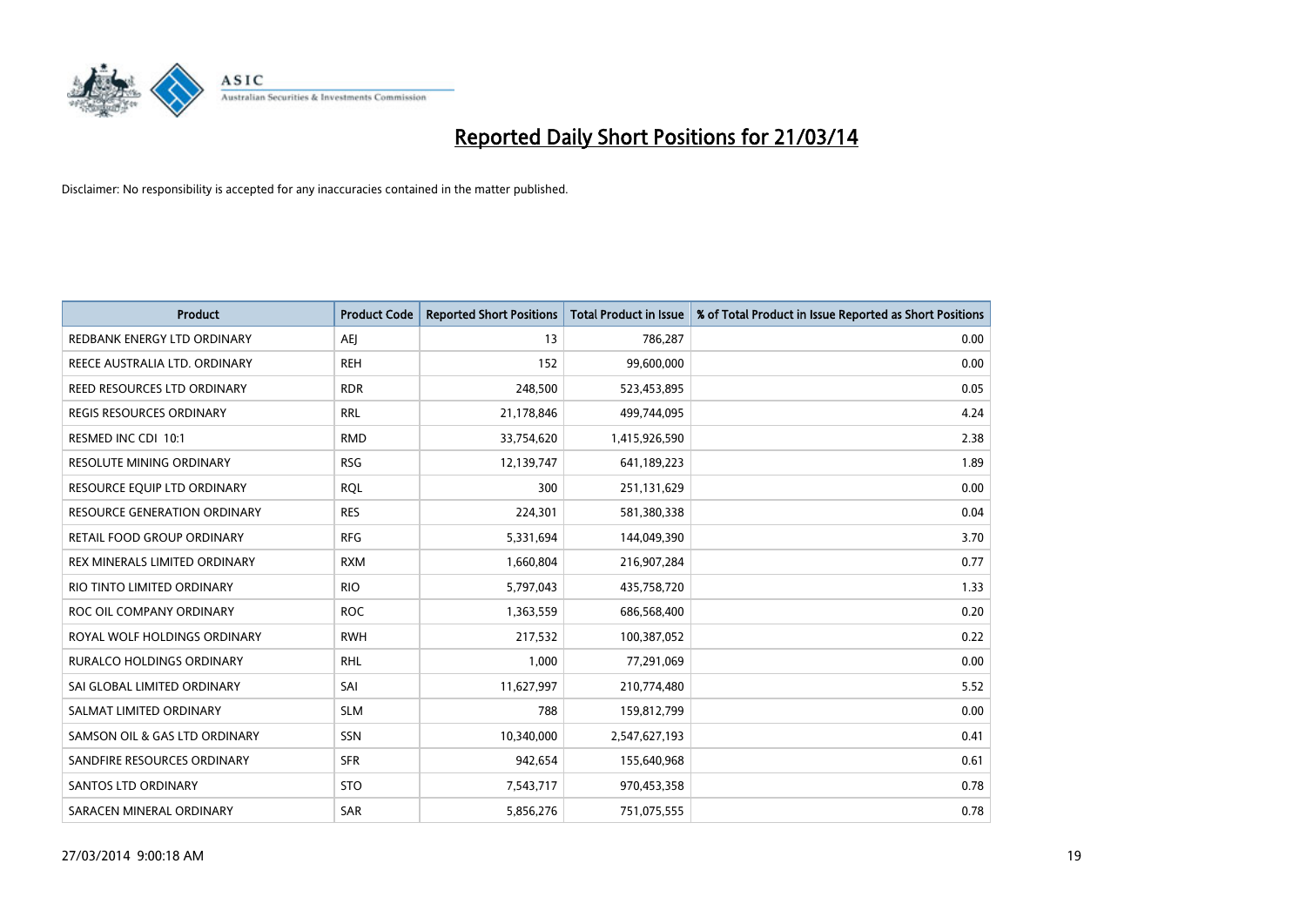# Reported Daily Short Positions for 21/03/14

Disclaimer: No responsibility is accepted for any inaccuracies contained in the matter published.

| Product | Product Code | Reported Short Positions | Total Product in Issue | % of Total Product in Issue Reported as Short Positions |
|---|---|---|---|---|
| REDBANK ENERGY LTD ORDINARY | AEJ | 13 | 786,287 | 0.00 |
| REECE AUSTRALIA LTD. ORDINARY | REH | 152 | 99,600,000 | 0.00 |
| REED RESOURCES LTD ORDINARY | RDR | 248,500 | 523,453,895 | 0.05 |
| REGIS RESOURCES ORDINARY | RRL | 21,178,846 | 499,744,095 | 4.24 |
| RESMED INC CDI 10:1 | RMD | 33,754,620 | 1,415,926,590 | 2.38 |
| RESOLUTE MINING ORDINARY | RSG | 12,139,747 | 641,189,223 | 1.89 |
| RESOURCE EQUIP LTD ORDINARY | RQL | 300 | 251,131,629 | 0.00 |
| RESOURCE GENERATION ORDINARY | RES | 224,301 | 581,380,338 | 0.04 |
| RETAIL FOOD GROUP ORDINARY | RFG | 5,331,694 | 144,049,390 | 3.70 |
| REX MINERALS LIMITED ORDINARY | RXM | 1,660,804 | 216,907,284 | 0.77 |
| RIO TINTO LIMITED ORDINARY | RIO | 5,797,043 | 435,758,720 | 1.33 |
| ROC OIL COMPANY ORDINARY | ROC | 1,363,559 | 686,568,400 | 0.20 |
| ROYAL WOLF HOLDINGS ORDINARY | RWH | 217,532 | 100,387,052 | 0.22 |
| RURALCO HOLDINGS ORDINARY | RHL | 1,000 | 77,291,069 | 0.00 |
| SAI GLOBAL LIMITED ORDINARY | SAI | 11,627,997 | 210,774,480 | 5.52 |
| SALMAT LIMITED ORDINARY | SLM | 788 | 159,812,799 | 0.00 |
| SAMSON OIL & GAS LTD ORDINARY | SSN | 10,340,000 | 2,547,627,193 | 0.41 |
| SANDFIRE RESOURCES ORDINARY | SFR | 942,654 | 155,640,968 | 0.61 |
| SANTOS LTD ORDINARY | STO | 7,543,717 | 970,453,358 | 0.78 |
| SARACEN MINERAL ORDINARY | SAR | 5,856,276 | 751,075,555 | 0.78 |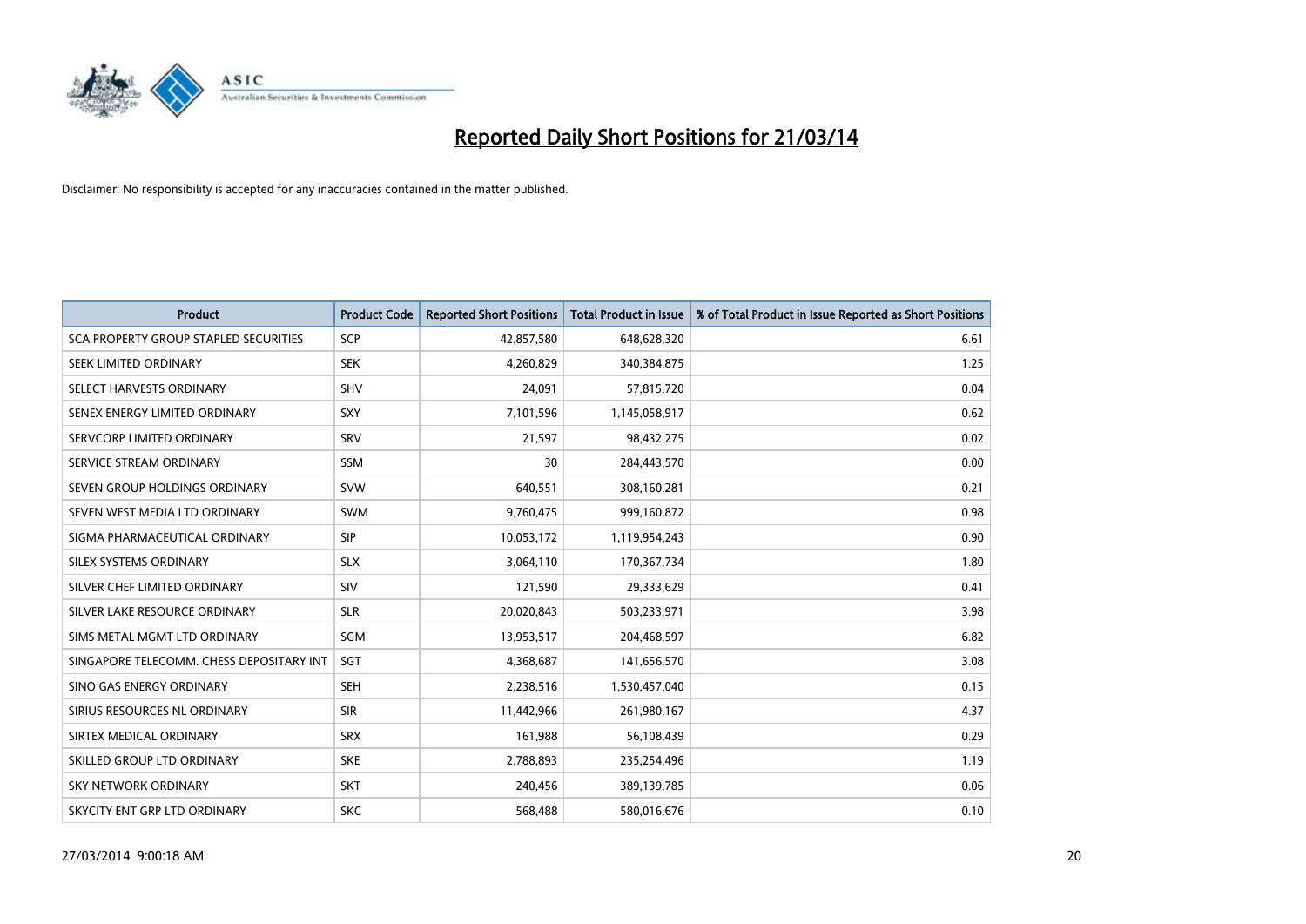# Reported Daily Short Positions for 21/03/14

Disclaimer: No responsibility is accepted for any inaccuracies contained in the matter published.

| Product | Product Code | Reported Short Positions | Total Product in Issue | % of Total Product in Issue Reported as Short Positions |
|---|---|---|---|---|
| SCA PROPERTY GROUP STAPLED SECURITIES | SCP | 42,857,580 | 648,628,320 | 6.61 |
| SEEK LIMITED ORDINARY | SEK | 4,260,829 | 340,384,875 | 1.25 |
| SELECT HARVESTS ORDINARY | SHV | 24,091 | 57,815,720 | 0.04 |
| SENEX ENERGY LIMITED ORDINARY | SXY | 7,101,596 | 1,145,058,917 | 0.62 |
| SERVCORP LIMITED ORDINARY | SRV | 21,597 | 98,432,275 | 0.02 |
| SERVICE STREAM ORDINARY | SSM | 30 | 284,443,570 | 0.00 |
| SEVEN GROUP HOLDINGS ORDINARY | SVW | 640,551 | 308,160,281 | 0.21 |
| SEVEN WEST MEDIA LTD ORDINARY | SWM | 9,760,475 | 999,160,872 | 0.98 |
| SIGMA PHARMACEUTICAL ORDINARY | SIP | 10,053,172 | 1,119,954,243 | 0.90 |
| SILEX SYSTEMS ORDINARY | SLX | 3,064,110 | 170,367,734 | 1.80 |
| SILVER CHEF LIMITED ORDINARY | SIV | 121,590 | 29,333,629 | 0.41 |
| SILVER LAKE RESOURCE ORDINARY | SLR | 20,020,843 | 503,233,971 | 3.98 |
| SIMS METAL MGMT LTD ORDINARY | SGM | 13,953,517 | 204,468,597 | 6.82 |
| SINGAPORE TELECOMM. CHESS DEPOSITARY INT | SGT | 4,368,687 | 141,656,570 | 3.08 |
| SINO GAS ENERGY ORDINARY | SEH | 2,238,516 | 1,530,457,040 | 0.15 |
| SIRIUS RESOURCES NL ORDINARY | SIR | 11,442,966 | 261,980,167 | 4.37 |
| SIRTEX MEDICAL ORDINARY | SRX | 161,988 | 56,108,439 | 0.29 |
| SKILLED GROUP LTD ORDINARY | SKE | 2,788,893 | 235,254,496 | 1.19 |
| SKY NETWORK ORDINARY | SKT | 240,456 | 389,139,785 | 0.06 |
| SKYCITY ENT GRP LTD ORDINARY | SKC | 568,488 | 580,016,676 | 0.10 |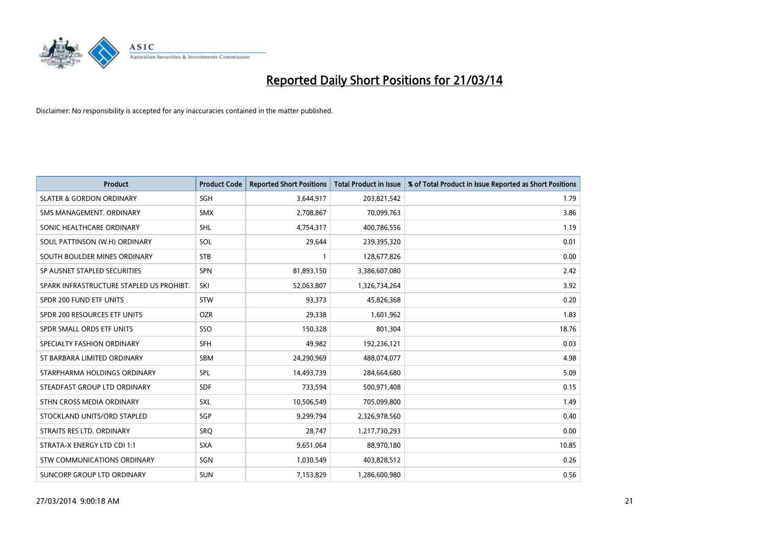# Reported Daily Short Positions for 21/03/14

Disclaimer: No responsibility is accepted for any inaccuracies contained in the matter published.

| Product | Product Code | Reported Short Positions | Total Product in Issue | % of Total Product in Issue Reported as Short Positions |
|---|---|---|---|---|
| SLATER & GORDON ORDINARY | SGH | 3,644,917 | 203,821,542 | 1.79 |
| SMS MANAGEMENT. ORDINARY | SMX | 2,708,867 | 70,099,763 | 3.86 |
| SONIC HEALTHCARE ORDINARY | SHL | 4,754,317 | 400,786,556 | 1.19 |
| SOUL PATTINSON (W.H) ORDINARY | SOL | 29,644 | 239,395,320 | 0.01 |
| SOUTH BOULDER MINES ORDINARY | STB | 1 | 128,677,826 | 0.00 |
| SP AUSNET STAPLED SECURITIES | SPN | 81,893,150 | 3,386,607,080 | 2.42 |
| SPARK INFRASTRUCTURE STAPLED US PROHIBT. | SKI | 52,063,807 | 1,326,734,264 | 3.92 |
| SPDR 200 FUND ETF UNITS | STW | 93,373 | 45,826,368 | 0.20 |
| SPDR 200 RESOURCES ETF UNITS | OZR | 29,338 | 1,601,962 | 1.83 |
| SPDR SMALL ORDS ETF UNITS | SSO | 150,328 | 801,304 | 18.76 |
| SPECIALTY FASHION ORDINARY | SFH | 49,982 | 192,236,121 | 0.03 |
| ST BARBARA LIMITED ORDINARY | SBM | 24,290,969 | 488,074,077 | 4.98 |
| STARPHARMA HOLDINGS ORDINARY | SPL | 14,493,739 | 284,664,680 | 5.09 |
| STEADFAST GROUP LTD ORDINARY | SDF | 733,594 | 500,971,408 | 0.15 |
| STHN CROSS MEDIA ORDINARY | SXL | 10,506,549 | 705,099,800 | 1.49 |
| STOCKLAND UNITS/ORD STAPLED | SGP | 9,299,794 | 2,326,978,560 | 0.40 |
| STRAITS RES LTD. ORDINARY | SRQ | 28,747 | 1,217,730,293 | 0.00 |
| STRATA-X ENERGY LTD CDI 1:1 | SXA | 9,651,064 | 88,970,180 | 10.85 |
| STW COMMUNICATIONS ORDINARY | SGN | 1,030,549 | 403,828,512 | 0.26 |
| SUNCORP GROUP LTD ORDINARY | SUN | 7,153,829 | 1,286,600,980 | 0.56 |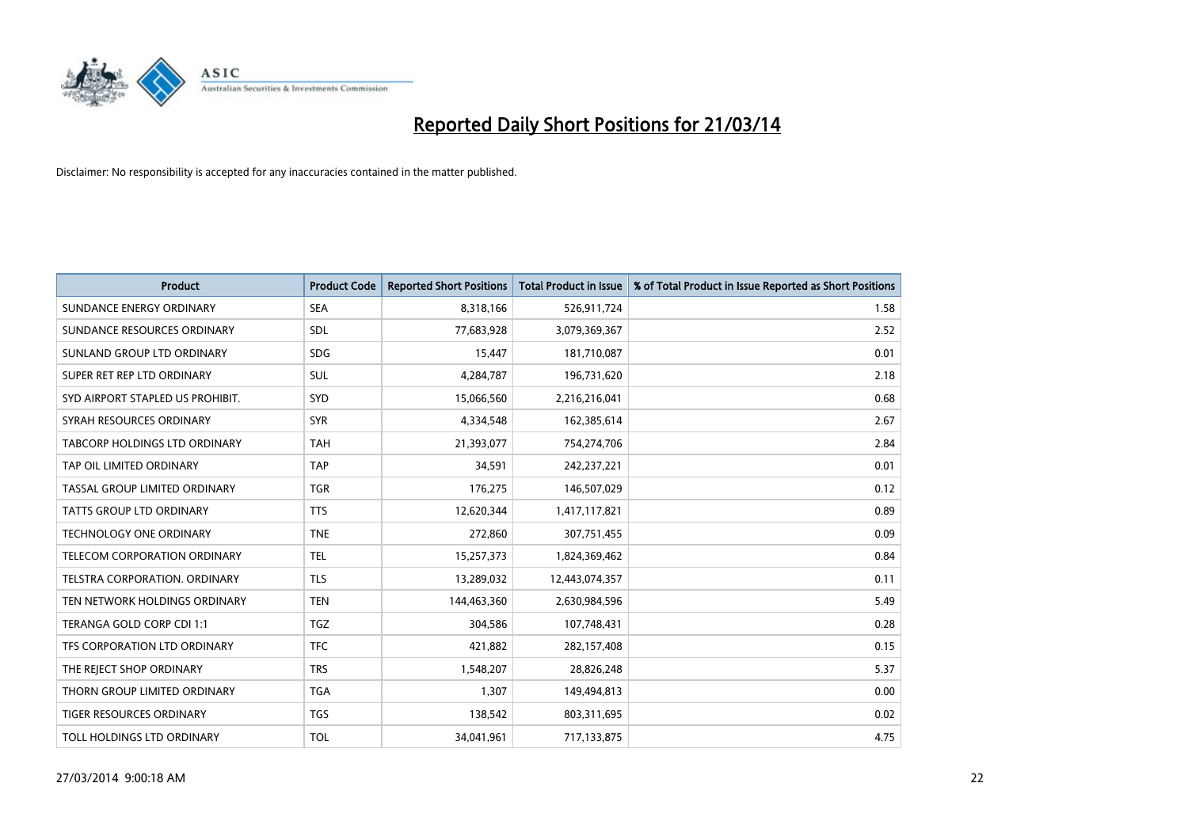# Reported Daily Short Positions for 21/03/14

Disclaimer: No responsibility is accepted for any inaccuracies contained in the matter published.

| Product | Product Code | Reported Short Positions | Total Product in Issue | % of Total Product in Issue Reported as Short Positions |
|---|---|---|---|---|
| SUNDANCE ENERGY ORDINARY | SEA | 8,318,166 | 526,911,724 | 1.58 |
| SUNDANCE RESOURCES ORDINARY | SDL | 77,683,928 | 3,079,369,367 | 2.52 |
| SUNLAND GROUP LTD ORDINARY | SDG | 15,447 | 181,710,087 | 0.01 |
| SUPER RET REP LTD ORDINARY | SUL | 4,284,787 | 196,731,620 | 2.18 |
| SYD AIRPORT STAPLED US PROHIBIT. | SYD | 15,066,560 | 2,216,216,041 | 0.68 |
| SYRAH RESOURCES ORDINARY | SYR | 4,334,548 | 162,385,614 | 2.67 |
| TABCORP HOLDINGS LTD ORDINARY | TAH | 21,393,077 | 754,274,706 | 2.84 |
| TAP OIL LIMITED ORDINARY | TAP | 34,591 | 242,237,221 | 0.01 |
| TASSAL GROUP LIMITED ORDINARY | TGR | 176,275 | 146,507,029 | 0.12 |
| TATTS GROUP LTD ORDINARY | TTS | 12,620,344 | 1,417,117,821 | 0.89 |
| TECHNOLOGY ONE ORDINARY | TNE | 272,860 | 307,751,455 | 0.09 |
| TELECOM CORPORATION ORDINARY | TEL | 15,257,373 | 1,824,369,462 | 0.84 |
| TELSTRA CORPORATION. ORDINARY | TLS | 13,289,032 | 12,443,074,357 | 0.11 |
| TEN NETWORK HOLDINGS ORDINARY | TEN | 144,463,360 | 2,630,984,596 | 5.49 |
| TERANGA GOLD CORP CDI 1:1 | TGZ | 304,586 | 107,748,431 | 0.28 |
| TFS CORPORATION LTD ORDINARY | TFC | 421,882 | 282,157,408 | 0.15 |
| THE REJECT SHOP ORDINARY | TRS | 1,548,207 | 28,826,248 | 5.37 |
| THORN GROUP LIMITED ORDINARY | TGA | 1,307 | 149,494,813 | 0.00 |
| TIGER RESOURCES ORDINARY | TGS | 138,542 | 803,311,695 | 0.02 |
| TOLL HOLDINGS LTD ORDINARY | TOL | 34,041,961 | 717,133,875 | 4.75 |

27/03/2014 9:00:18 AM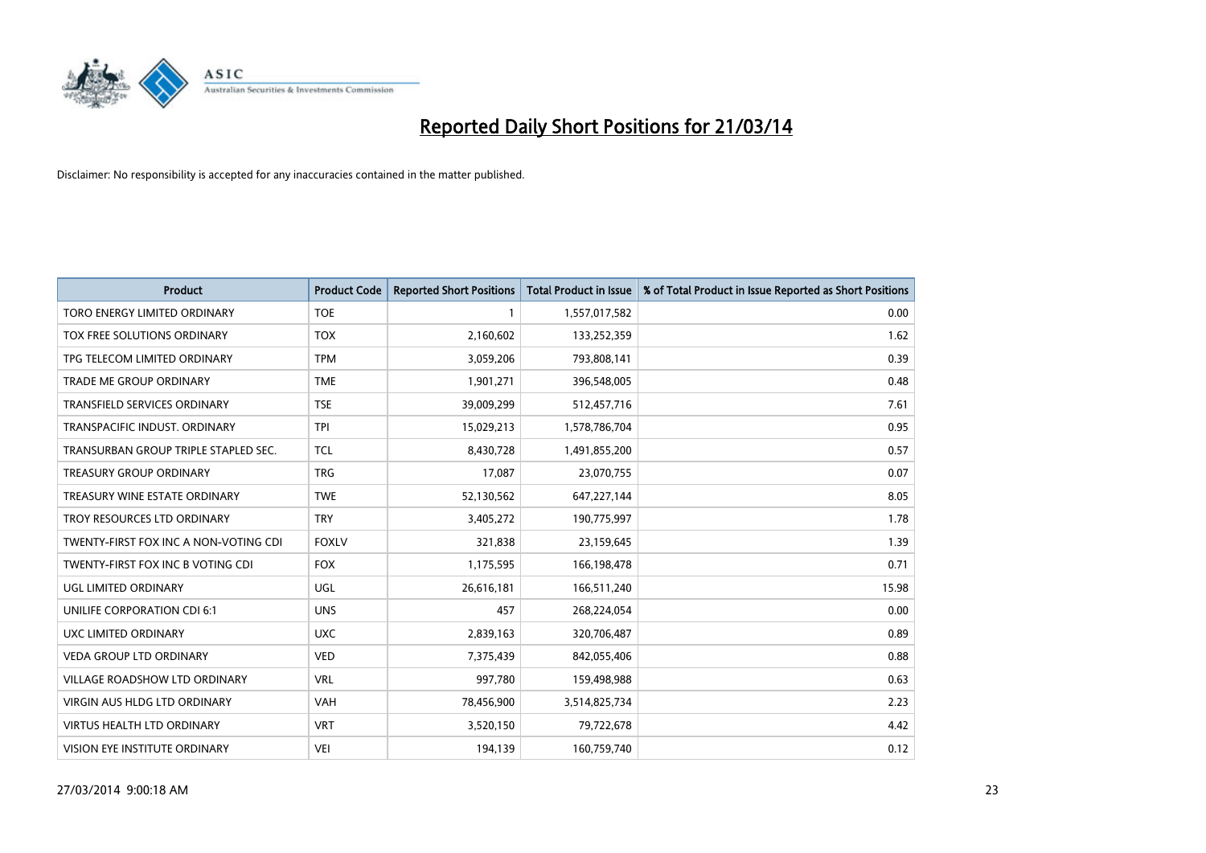# Reported Daily Short Positions for 21/03/14

Disclaimer: No responsibility is accepted for any inaccuracies contained in the matter published.

| Product | Product Code | Reported Short Positions | Total Product in Issue | % of Total Product in Issue Reported as Short Positions |
| --- | --- | --- | --- | --- |
| TORO ENERGY LIMITED ORDINARY | TOE | 1 | 1,557,017,582 | 0.00 |
| TOX FREE SOLUTIONS ORDINARY | TOX | 2,160,602 | 133,252,359 | 1.62 |
| TPG TELECOM LIMITED ORDINARY | TPM | 3,059,206 | 793,808,141 | 0.39 |
| TRADE ME GROUP ORDINARY | TME | 1,901,271 | 396,548,005 | 0.48 |
| TRANSFIELD SERVICES ORDINARY | TSE | 39,009,299 | 512,457,716 | 7.61 |
| TRANSPACIFIC INDUST. ORDINARY | TPI | 15,029,213 | 1,578,786,704 | 0.95 |
| TRANSURBAN GROUP TRIPLE STAPLED SEC. | TCL | 8,430,728 | 1,491,855,200 | 0.57 |
| TREASURY GROUP ORDINARY | TRG | 17,087 | 23,070,755 | 0.07 |
| TREASURY WINE ESTATE ORDINARY | TWE | 52,130,562 | 647,227,144 | 8.05 |
| TROY RESOURCES LTD ORDINARY | TRY | 3,405,272 | 190,775,997 | 1.78 |
| TWENTY-FIRST FOX INC A NON-VOTING CDI | FOXLV | 321,838 | 23,159,645 | 1.39 |
| TWENTY-FIRST FOX INC B VOTING CDI | FOX | 1,175,595 | 166,198,478 | 0.71 |
| UGL LIMITED ORDINARY | UGL | 26,616,181 | 166,511,240 | 15.98 |
| UNILIFE CORPORATION CDI 6:1 | UNS | 457 | 268,224,054 | 0.00 |
| UXC LIMITED ORDINARY | UXC | 2,839,163 | 320,706,487 | 0.89 |
| VEDA GROUP LTD ORDINARY | VED | 7,375,439 | 842,055,406 | 0.88 |
| VILLAGE ROADSHOW LTD ORDINARY | VRL | 997,780 | 159,498,988 | 0.63 |
| VIRGIN AUS HLDG LTD ORDINARY | VAH | 78,456,900 | 3,514,825,734 | 2.23 |
| VIRTUS HEALTH LTD ORDINARY | VRT | 3,520,150 | 79,722,678 | 4.42 |
| VISION EYE INSTITUTE ORDINARY | VEI | 194,139 | 160,759,740 | 0.12 |

27/03/2014 9:00:18 AM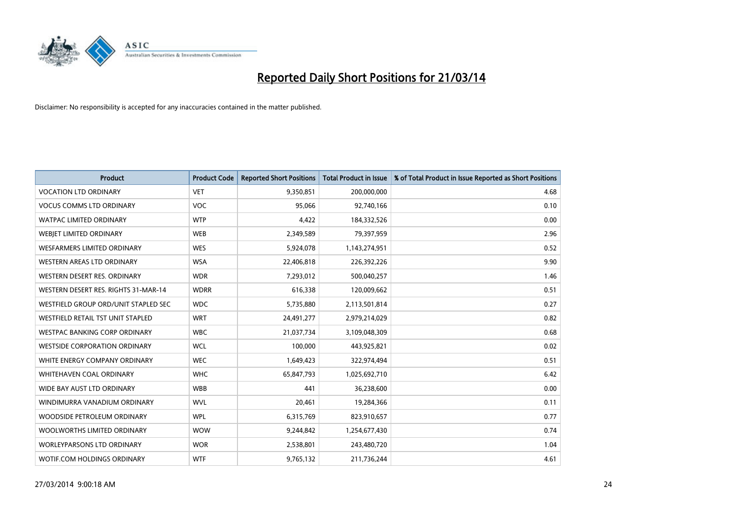# Reported Daily Short Positions for 21/03/14

Disclaimer: No responsibility is accepted for any inaccuracies contained in the matter published.

| Product | Product Code | Reported Short Positions | Total Product in Issue | % of Total Product in Issue Reported as Short Positions |
|---|---|---|---|---|
| VOCATION LTD ORDINARY | VET | 9,350,851 | 200,000,000 | 4.68 |
| VOCUS COMMS LTD ORDINARY | VOC | 95,066 | 92,740,166 | 0.10 |
| WATPAC LIMITED ORDINARY | WTP | 4,422 | 184,332,526 | 0.00 |
| WEBJET LIMITED ORDINARY | WEB | 2,349,589 | 79,397,959 | 2.96 |
| WESFARMERS LIMITED ORDINARY | WES | 5,924,078 | 1,143,274,951 | 0.52 |
| WESTERN AREAS LTD ORDINARY | WSA | 22,406,818 | 226,392,226 | 9.90 |
| WESTERN DESERT RES. ORDINARY | WDR | 7,293,012 | 500,040,257 | 1.46 |
| WESTERN DESERT RES. RIGHTS 31-MAR-14 | WDRR | 616,338 | 120,009,662 | 0.51 |
| WESTFIELD GROUP ORD/UNIT STAPLED SEC | WDC | 5,735,880 | 2,113,501,814 | 0.27 |
| WESTFIELD RETAIL TST UNIT STAPLED | WRT | 24,491,277 | 2,979,214,029 | 0.82 |
| WESTPAC BANKING CORP ORDINARY | WBC | 21,037,734 | 3,109,048,309 | 0.68 |
| WESTSIDE CORPORATION ORDINARY | WCL | 100,000 | 443,925,821 | 0.02 |
| WHITE ENERGY COMPANY ORDINARY | WEC | 1,649,423 | 322,974,494 | 0.51 |
| WHITEHAVEN COAL ORDINARY | WHC | 65,847,793 | 1,025,692,710 | 6.42 |
| WIDE BAY AUST LTD ORDINARY | WBB | 441 | 36,238,600 | 0.00 |
| WINDIMURRA VANADIUM ORDINARY | WVL | 20,461 | 19,284,366 | 0.11 |
| WOODSIDE PETROLEUM ORDINARY | WPL | 6,315,769 | 823,910,657 | 0.77 |
| WOOLWORTHS LIMITED ORDINARY | WOW | 9,244,842 | 1,254,677,430 | 0.74 |
| WORLEYPARSONS LTD ORDINARY | WOR | 2,538,801 | 243,480,720 | 1.04 |
| WOTIF.COM HOLDINGS ORDINARY | WTF | 9,765,132 | 211,736,244 | 4.61 |

27/03/2014 9:00:18 AM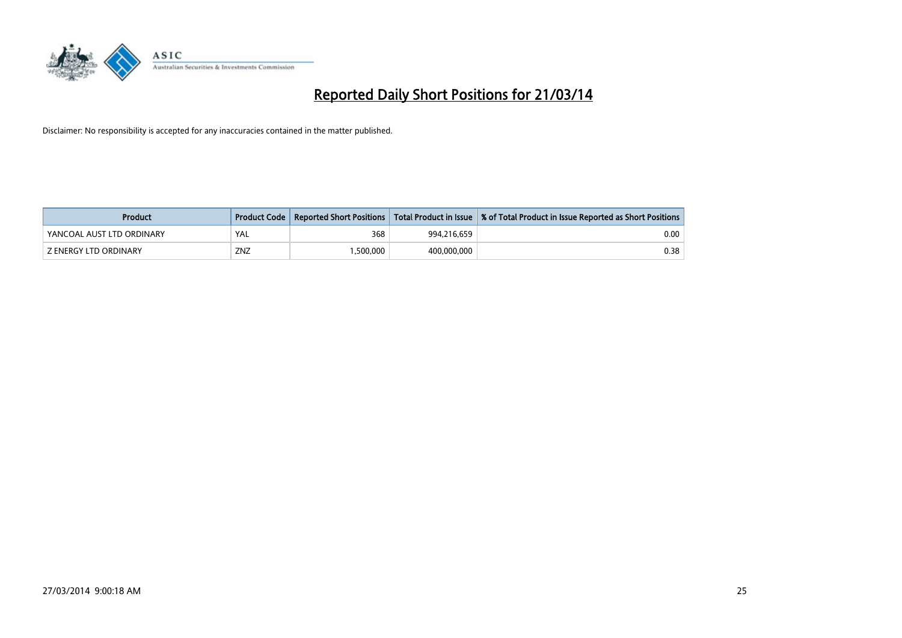# Reported Daily Short Positions for 21/03/14

Disclaimer: No responsibility is accepted for any inaccuracies contained in the matter published.

| Product | Product Code | Reported Short Positions | Total Product in Issue | % of Total Product in Issue Reported as Short Positions |
|---|---|---|---|---|
| YANCOAL AUST LTD ORDINARY | YAL | 368 | 994,216,659 | 0.00 |
| Z ENERGY LTD ORDINARY | ZNZ | 1,500,000 | 400,000,000 | 0.38 |

27/03/2014 9:00:18 AM